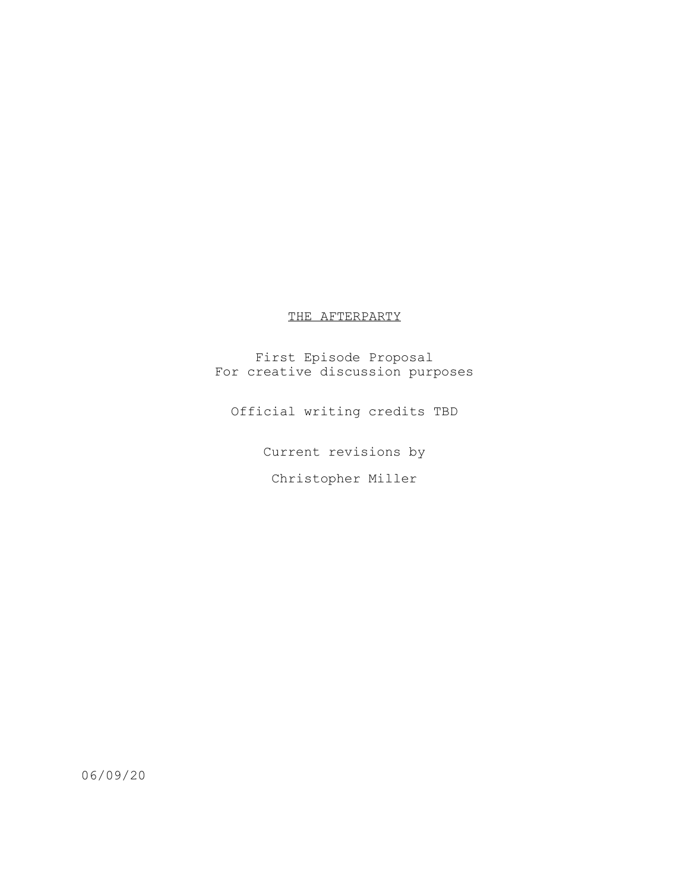THE AFTERPARTY

First Episode Proposal
For creative discussion purposes

Official writing credits TBD

Current revisions by

Christopher Miller

06/09/20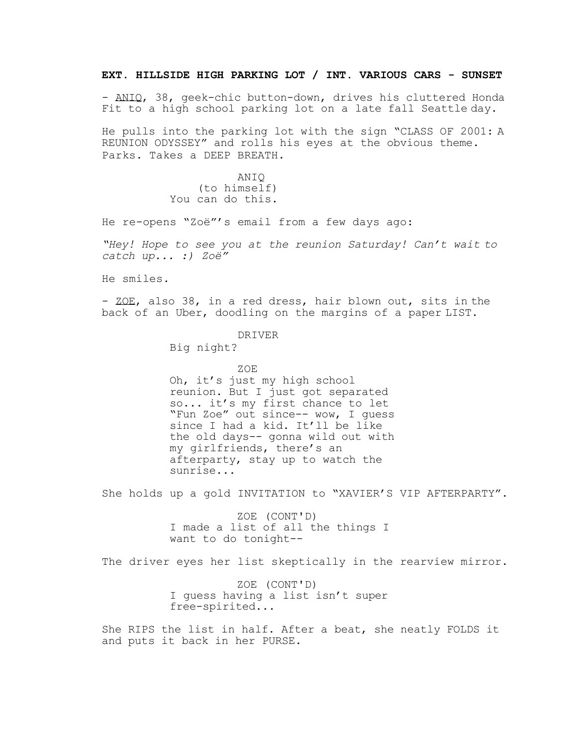**EXT. HILLSIDE HIGH PARKING LOT / INT. VARIOUS CARS - SUNSET**

- ANIQ, 38, geek-chic button-down, drives his cluttered Honda Fit to a high school parking lot on a late fall Seattle day.

He pulls into the parking lot with the sign "CLASS OF 2001: A REUNION ODYSSEY" and rolls his eyes at the obvious theme. Parks. Takes a DEEP BREATH.

ANIQ
(to himself)
You can do this.

He re-opens "Zoë"'s email from a few days ago:

*"Hey! Hope to see you at the reunion Saturday! Can't wait to catch up... :) Zoë"*

He smiles.

- ZOE, also 38, in a red dress, hair blown out, sits in the back of an Uber, doodling on the margins of a paper LIST.

DRIVER
Big night?

ZOE
Oh, it's just my high school reunion. But I just got separated so... it's my first chance to let "Fun Zoe" out since-- wow, I guess since I had a kid. It'll be like the old days-- gonna wild out with my girlfriends, there's an afterparty, stay up to watch the sunrise...

She holds up a gold INVITATION to "XAVIER'S VIP AFTERPARTY".

ZOE (CONT'D)
I made a list of all the things I want to do tonight--

The driver eyes her list skeptically in the rearview mirror.

ZOE (CONT'D)
I guess having a list isn't super free-spirited...

She RIPS the list in half. After a beat, she neatly FOLDS it and puts it back in her PURSE.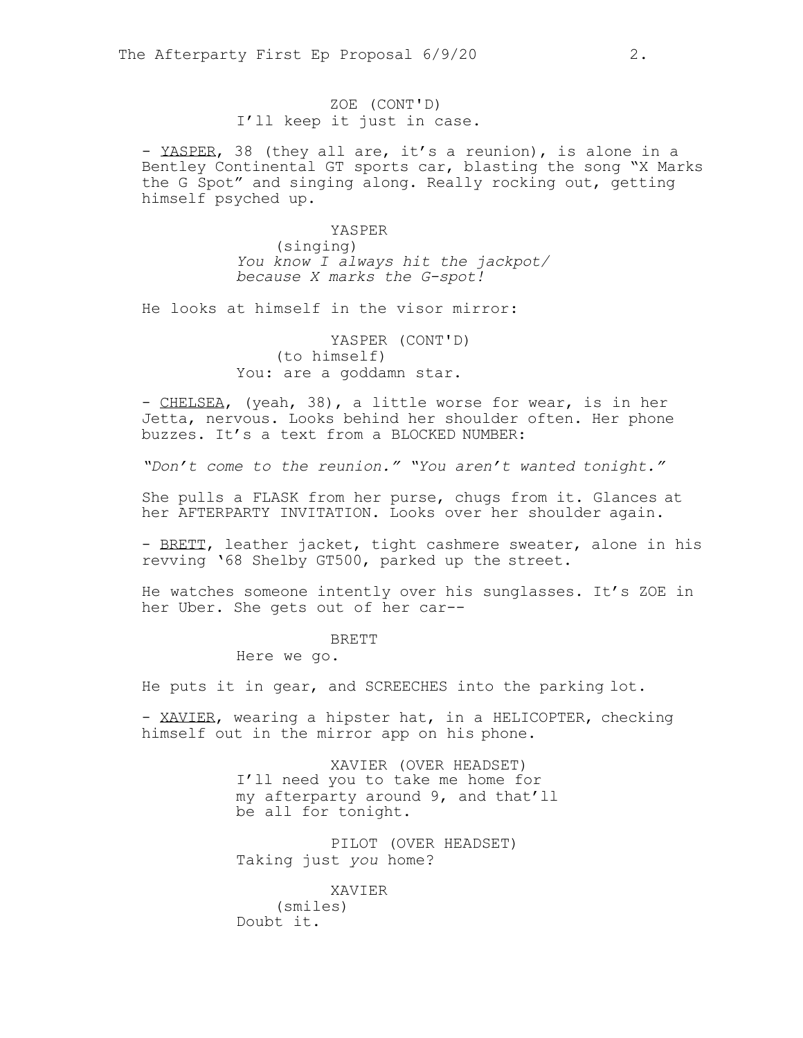ZOE (CONT'D)
I'll keep it just in case.

- YASPER, 38 (they all are, it's a reunion), is alone in a Bentley Continental GT sports car, blasting the song "X Marks the G Spot" and singing along. Really rocking out, getting himself psyched up.

YASPER
(singing)
*You know I always hit the jackpot/ because X marks the G-spot!*

He looks at himself in the visor mirror:

YASPER (CONT'D)
(to himself)
You: are a goddamn star.

- CHELSEA, (yeah, 38), a little worse for wear, is in her Jetta, nervous. Looks behind her shoulder often. Her phone buzzes. It's a text from a BLOCKED NUMBER:

*"Don't come to the reunion." "You aren't wanted tonight."*

She pulls a FLASK from her purse, chugs from it. Glances at her AFTERPARTY INVITATION. Looks over her shoulder again.

- BRETT, leather jacket, tight cashmere sweater, alone in his revving '68 Shelby GT500, parked up the street.

He watches someone intently over his sunglasses. It's ZOE in her Uber. She gets out of her car--

BRETT
Here we go.

He puts it in gear, and SCREECHES into the parking lot.

- XAVIER, wearing a hipster hat, in a HELICOPTER, checking himself out in the mirror app on his phone.

XAVIER (OVER HEADSET)
I'll need you to take me home for my afterparty around 9, and that'll be all for tonight.

PILOT (OVER HEADSET)
Taking just *you* home?

XAVIER
(smiles)
Doubt it.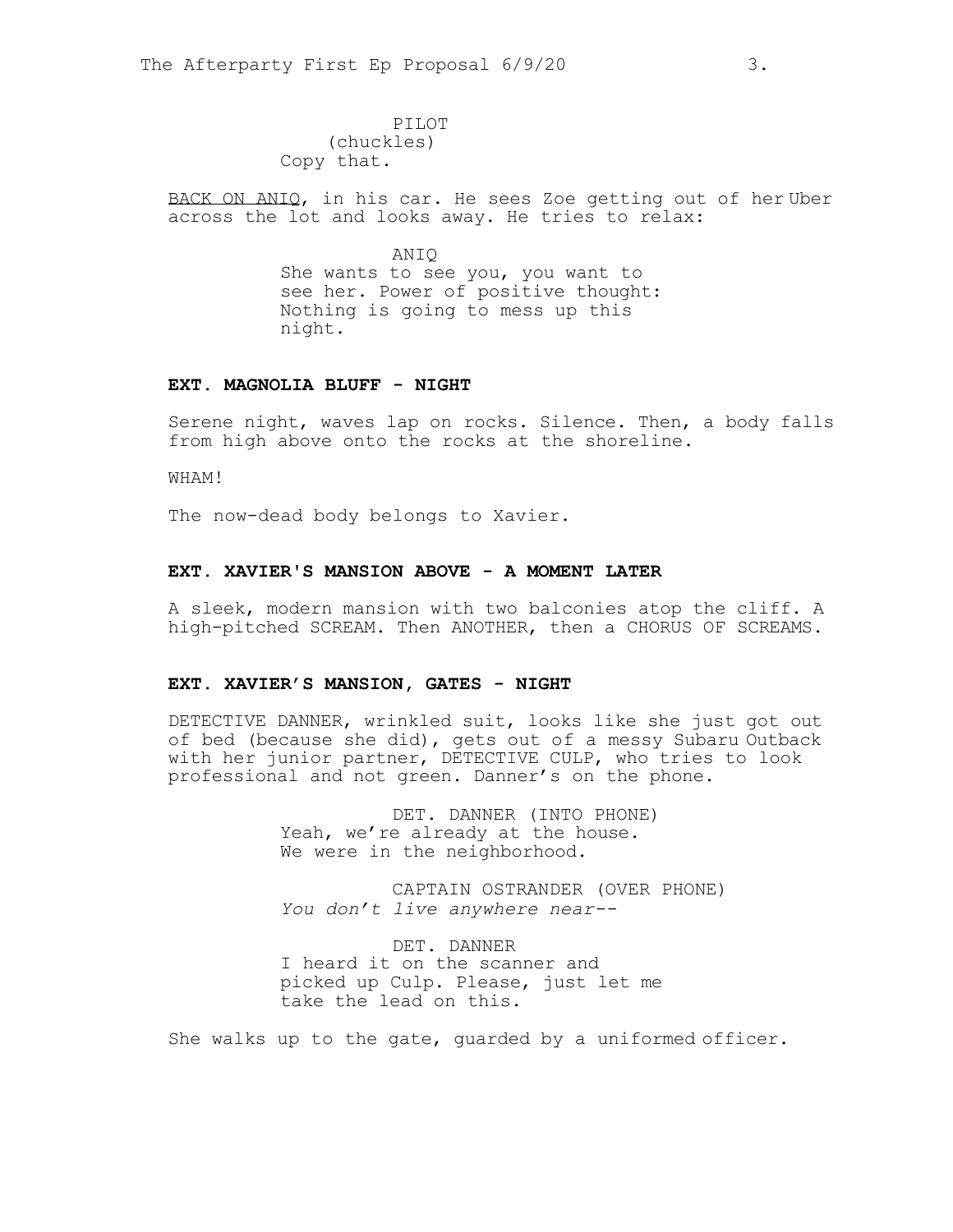PILOT
(chuckles)
Copy that.

BACK ON ANIQ, in his car. He sees Zoe getting out of her Uber across the lot and looks away. He tries to relax:

ANIQ
She wants to see you, you want to see her. Power of positive thought: Nothing is going to mess up this night.

**EXT. MAGNOLIA BLUFF - NIGHT**

Serene night, waves lap on rocks. Silence. Then, a body falls from high above onto the rocks at the shoreline.

WHAM!

The now-dead body belongs to Xavier.

**EXT. XAVIER'S MANSION ABOVE - A MOMENT LATER**

A sleek, modern mansion with two balconies atop the cliff. A high-pitched SCREAM. Then ANOTHER, then a CHORUS OF SCREAMS.

**EXT. XAVIER'S MANSION, GATES - NIGHT**

DETECTIVE DANNER, wrinkled suit, looks like she just got out of bed (because she did), gets out of a messy Subaru Outback with her junior partner, DETECTIVE CULP, who tries to look professional and not green. Danner's on the phone.

DET. DANNER (INTO PHONE)
Yeah, we're already at the house. We were in the neighborhood.

CAPTAIN OSTRANDER (OVER PHONE)
*You don't live anywhere near--*

DET. DANNER
I heard it on the scanner and picked up Culp. Please, just let me take the lead on this.

She walks up to the gate, guarded by a uniformed officer.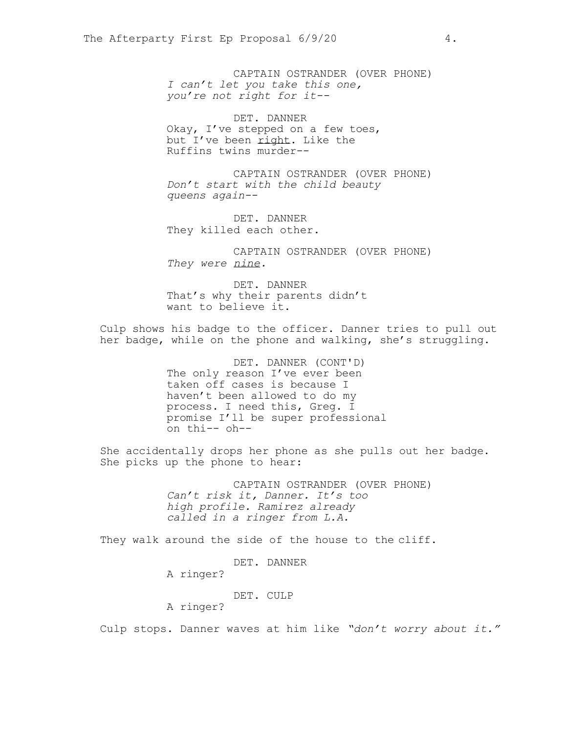CAPTAIN OSTRANDER (OVER PHONE)
*I can't let you take this one, you're not right for it--*

DET. DANNER
Okay, I've stepped on a few toes, but I've been right. Like the Ruffins twins murder--

CAPTAIN OSTRANDER (OVER PHONE)
*Don't start with the child beauty queens again--*

DET. DANNER
They killed each other.

CAPTAIN OSTRANDER (OVER PHONE)
*They were nine.*

DET. DANNER
That's why their parents didn't want to believe it.

Culp shows his badge to the officer. Danner tries to pull out her badge, while on the phone and walking, she's struggling.

DET. DANNER (CONT'D)
The only reason I've ever been taken off cases is because I haven't been allowed to do my process. I need this, Greg. I promise I'll be super professional on thi-- oh--

She accidentally drops her phone as she pulls out her badge. She picks up the phone to hear:

CAPTAIN OSTRANDER (OVER PHONE)
*Can't risk it, Danner. It's too high profile. Ramirez already called in a ringer from L.A.*

They walk around the side of the house to the cliff.

DET. DANNER
A ringer?

DET. CULP
A ringer?

Culp stops. Danner waves at him like *"don't worry about it."*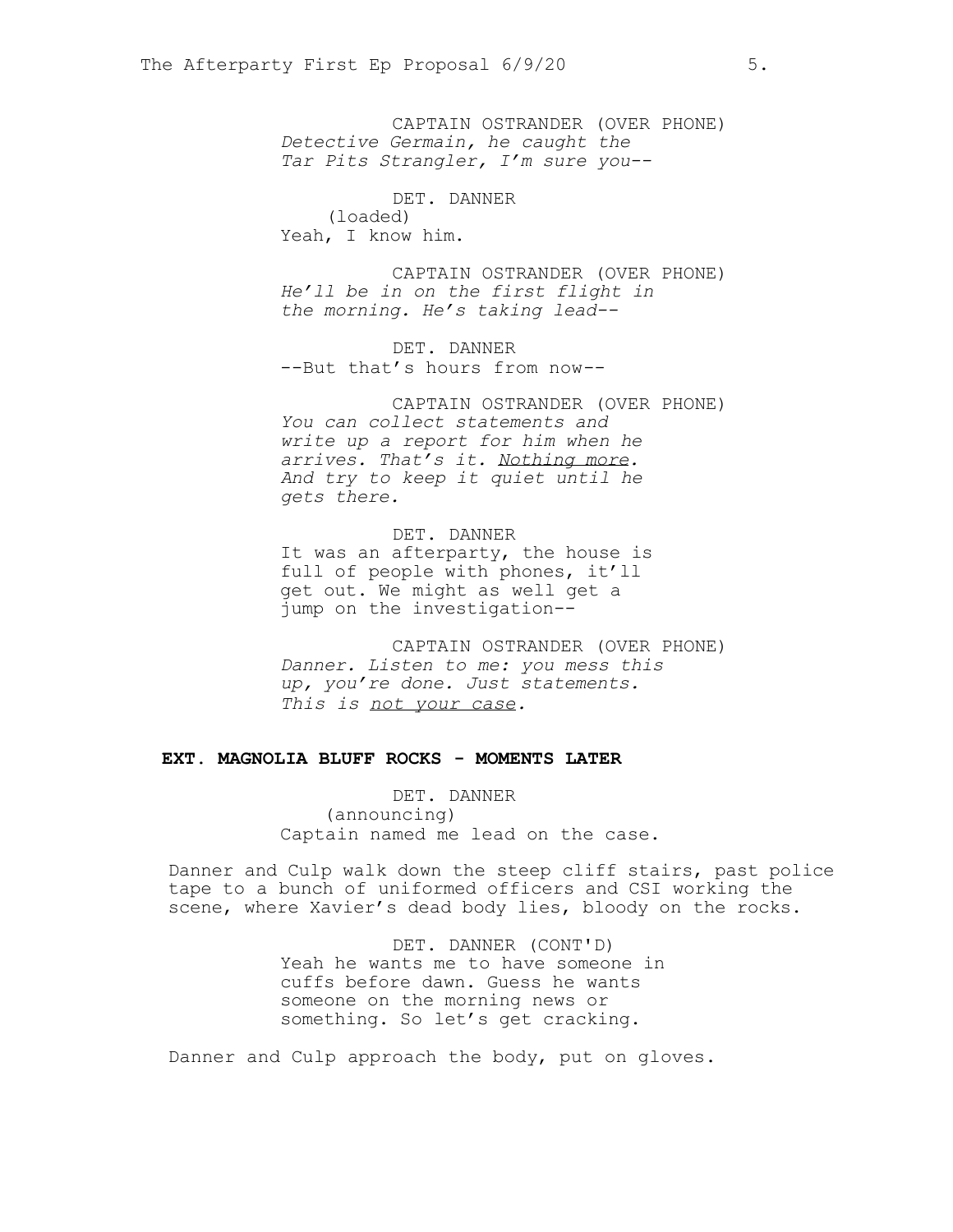CAPTAIN OSTRANDER (OVER PHONE)
*Detective Germain, he caught the Tar Pits Strangler, I'm sure you--*

DET. DANNER
(loaded)
Yeah, I know him.

CAPTAIN OSTRANDER (OVER PHONE)
*He'll be in on the first flight in the morning. He's taking lead--*

DET. DANNER
--But that's hours from now--

CAPTAIN OSTRANDER (OVER PHONE)
*You can collect statements and write up a report for him when he arrives. That's it. <u>Nothing more</u>. And try to keep it quiet until he gets there.*

DET. DANNER
It was an afterparty, the house is full of people with phones, it'll get out. We might as well get a jump on the investigation--

CAPTAIN OSTRANDER (OVER PHONE)
*Danner. Listen to me: you mess this up, you're done. Just statements. This is <u>not your case</u>.*

**EXT. MAGNOLIA BLUFF ROCKS - MOMENTS LATER**

DET. DANNER
(announcing)
Captain named me lead on the case.

Danner and Culp walk down the steep cliff stairs, past police tape to a bunch of uniformed officers and CSI working the scene, where Xavier's dead body lies, bloody on the rocks.

DET. DANNER (CONT'D)
Yeah he wants me to have someone in cuffs before dawn. Guess he wants someone on the morning news or something. So let's get cracking.

Danner and Culp approach the body, put on gloves.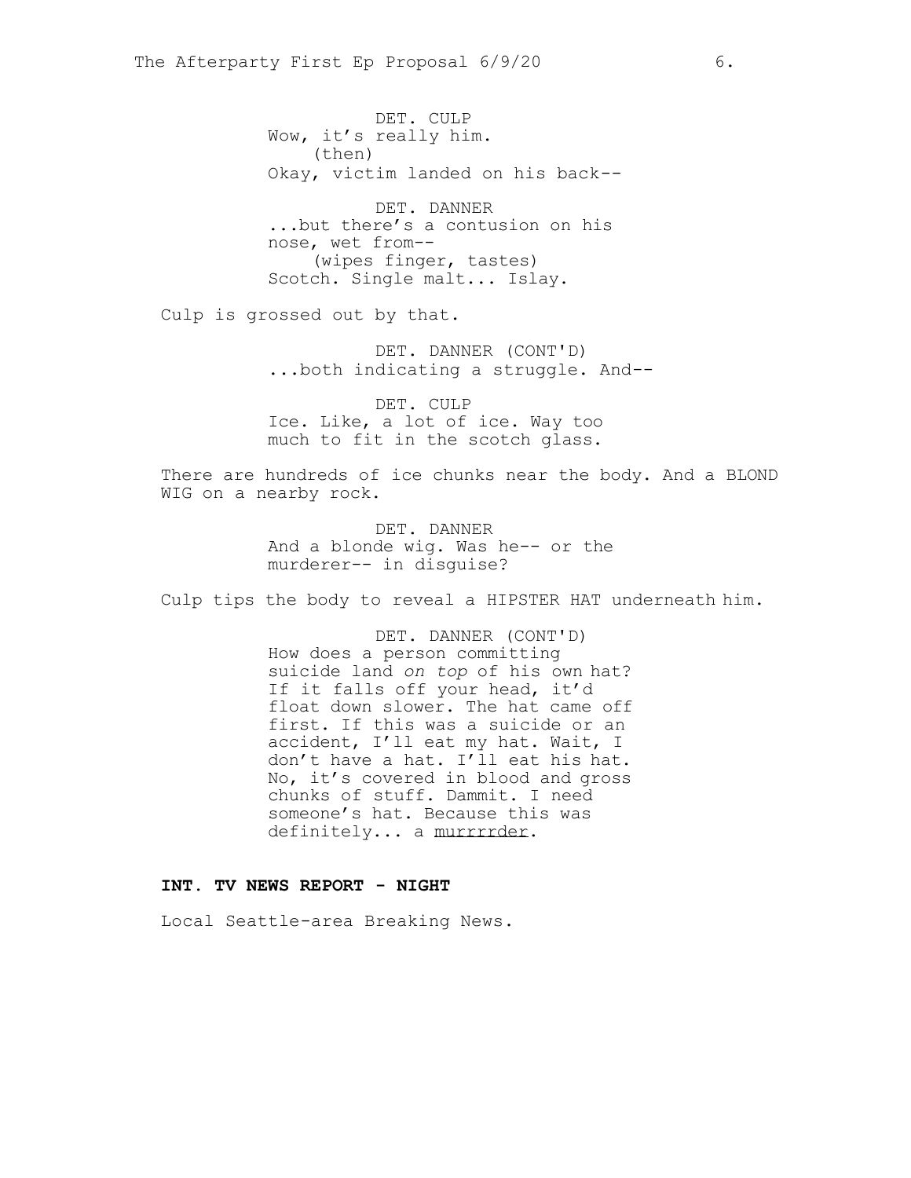DET. CULP
Wow, it's really him.
(then)
Okay, victim landed on his back--

DET. DANNER
...but there's a contusion on his nose, wet from--
(wipes finger, tastes)
Scotch. Single malt... Islay.

Culp is grossed out by that.

DET. DANNER (CONT'D)
...both indicating a struggle. And--

DET. CULP
Ice. Like, a lot of ice. Way too much to fit in the scotch glass.

There are hundreds of ice chunks near the body. And a BLOND WIG on a nearby rock.

DET. DANNER
And a blonde wig. Was he-- or the murderer-- in disguise?

Culp tips the body to reveal a HIPSTER HAT underneath him.

DET. DANNER (CONT'D)
How does a person committing suicide land *on top* of his own hat? If it falls off your head, it'd float down slower. The hat came off first. If this was a suicide or an accident, I'll eat my hat. Wait, I don't have a hat. I'll eat his hat. No, it's covered in blood and gross chunks of stuff. Dammit. I need someone's hat. Because this was definitely... a <u>murrrrder</u>.

**INT. TV NEWS REPORT - NIGHT**

Local Seattle-area Breaking News.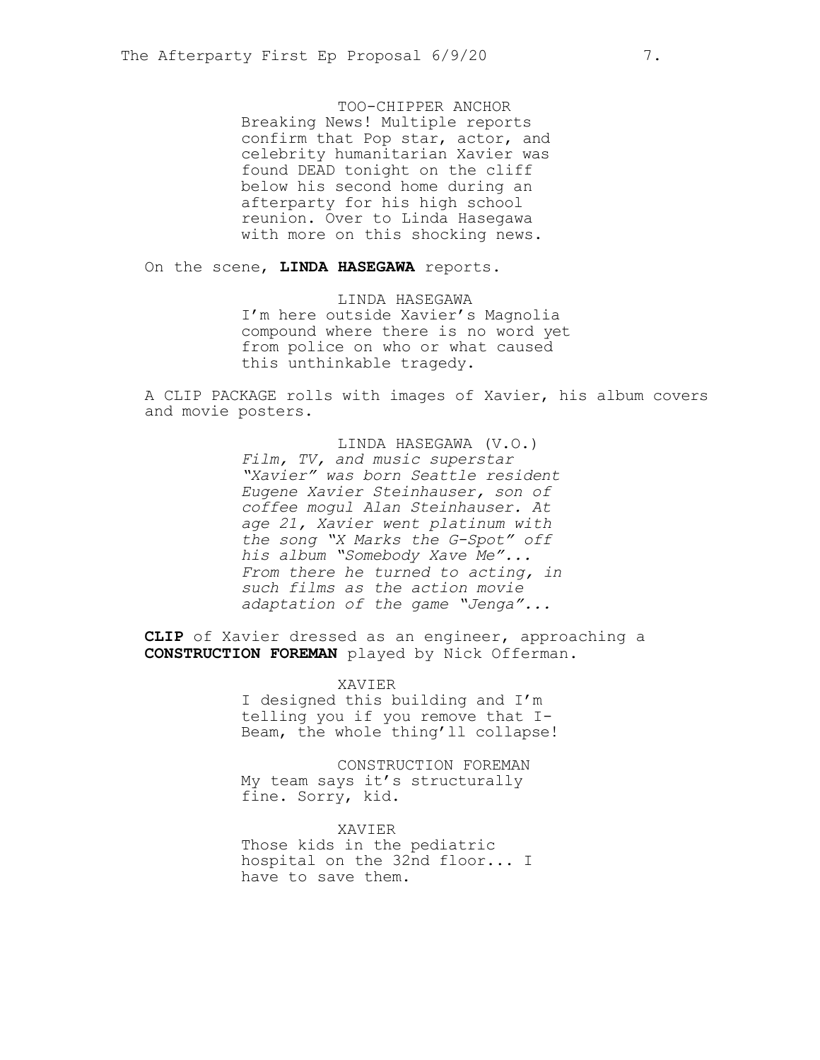TOO-CHIPPER ANCHOR
Breaking News! Multiple reports confirm that Pop star, actor, and celebrity humanitarian Xavier was found DEAD tonight on the cliff below his second home during an afterparty for his high school reunion. Over to Linda Hasegawa with more on this shocking news.

On the scene, **LINDA HASEGAWA** reports.

LINDA HASEGAWA
I'm here outside Xavier's Magnolia compound where there is no word yet from police on who or what caused this unthinkable tragedy.

A CLIP PACKAGE rolls with images of Xavier, his album covers and movie posters.

LINDA HASEGAWA (V.O.)
*Film, TV, and music superstar "Xavier" was born Seattle resident Eugene Xavier Steinhauser, son of coffee mogul Alan Steinhauser. At age 21, Xavier went platinum with the song "X Marks the G-Spot" off his album "Somebody Xave Me"... From there he turned to acting, in such films as the action movie adaptation of the game "Jenga"...*

**CLIP** of Xavier dressed as an engineer, approaching a **CONSTRUCTION FOREMAN** played by Nick Offerman.

XAVIER
I designed this building and I'm telling you if you remove that I-Beam, the whole thing'll collapse!

CONSTRUCTION FOREMAN
My team says it's structurally fine. Sorry, kid.

XAVIER
Those kids in the pediatric hospital on the 32nd floor... I have to save them.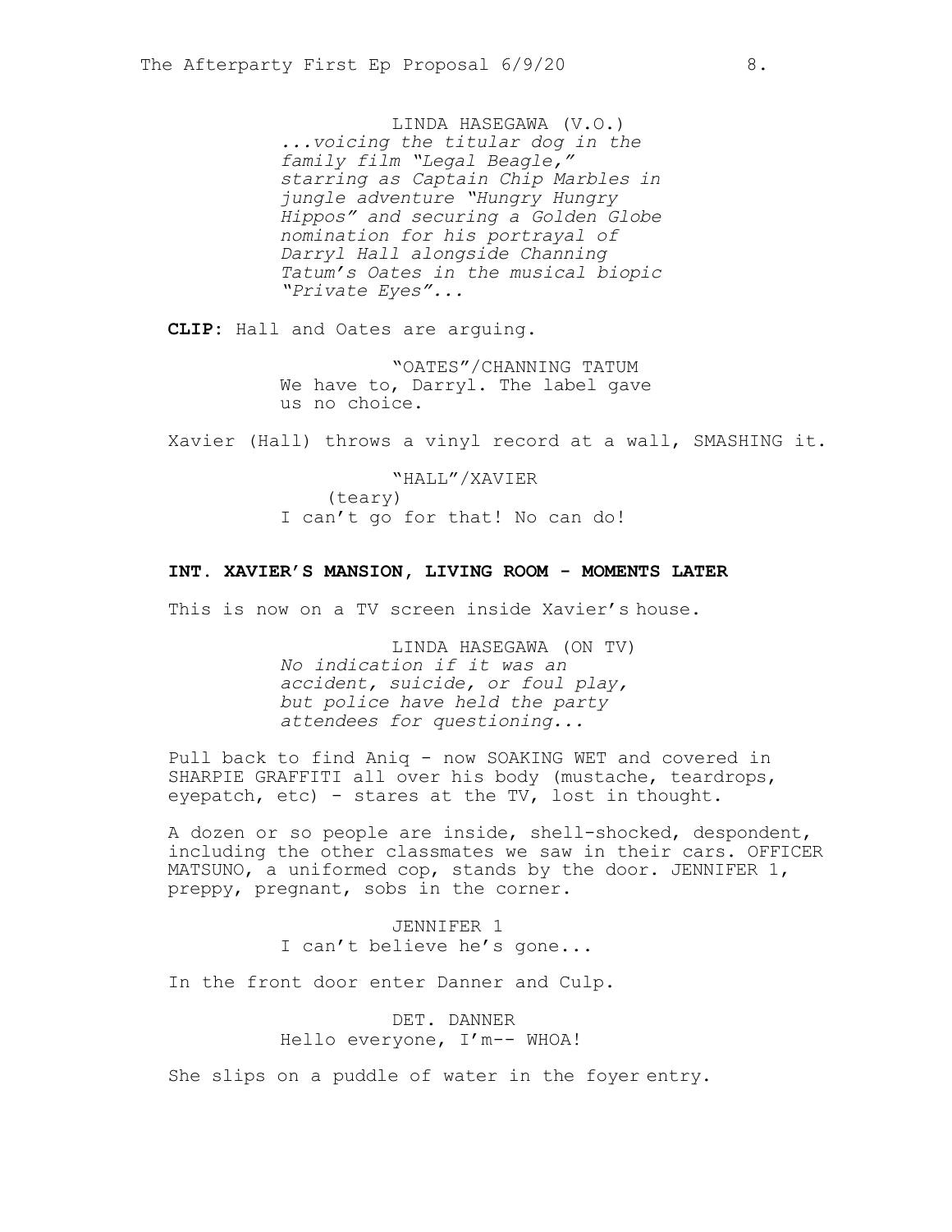LINDA HASEGAWA (V.O.)
*...voicing the titular dog in the family film "Legal Beagle," starring as Captain Chip Marbles in jungle adventure "Hungry Hungry Hippos" and securing a Golden Globe nomination for his portrayal of Darryl Hall alongside Channing Tatum's Oates in the musical biopic "Private Eyes"...*

**CLIP**: Hall and Oates are arguing.

"OATES"/CHANNING TATUM
We have to, Darryl. The label gave us no choice.

Xavier (Hall) throws a vinyl record at a wall, SMASHING it.

"HALL"/XAVIER
(teary)
I can't go for that! No can do!

**INT. XAVIER'S MANSION, LIVING ROOM - MOMENTS LATER**

This is now on a TV screen inside Xavier's house.

LINDA HASEGAWA (ON TV)
*No indication if it was an accident, suicide, or foul play, but police have held the party attendees for questioning...*

Pull back to find Aniq - now SOAKING WET and covered in SHARPIE GRAFFITI all over his body (mustache, teardrops, eyepatch, etc) - stares at the TV, lost in thought.

A dozen or so people are inside, shell-shocked, despondent, including the other classmates we saw in their cars. OFFICER MATSUNO, a uniformed cop, stands by the door. JENNIFER 1, preppy, pregnant, sobs in the corner.

JENNIFER 1
I can't believe he's gone...

In the front door enter Danner and Culp.

DET. DANNER
Hello everyone, I'm-- WHOA!

She slips on a puddle of water in the foyer entry.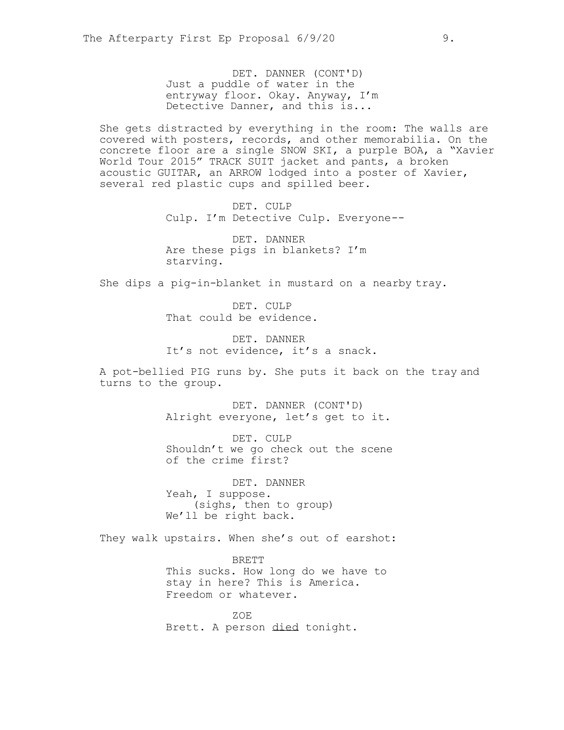DET. DANNER (CONT'D)
Just a puddle of water in the entryway floor. Okay. Anyway, I'm Detective Danner, and this is...

She gets distracted by everything in the room: The walls are covered with posters, records, and other memorabilia. On the concrete floor are a single SNOW SKI, a purple BOA, a "Xavier World Tour 2015" TRACK SUIT jacket and pants, a broken acoustic GUITAR, an ARROW lodged into a poster of Xavier, several red plastic cups and spilled beer.

DET. CULP
Culp. I'm Detective Culp. Everyone--

DET. DANNER
Are these pigs in blankets? I'm starving.

She dips a pig-in-blanket in mustard on a nearby tray.

DET. CULP
That could be evidence.

DET. DANNER
It's not evidence, it's a snack.

A pot-bellied PIG runs by. She puts it back on the tray and turns to the group.

DET. DANNER (CONT'D)
Alright everyone, let's get to it.

DET. CULP
Shouldn't we go check out the scene of the crime first?

DET. DANNER
Yeah, I suppose.
(sighs, then to group)
We'll be right back.

They walk upstairs. When she's out of earshot:

BRETT
This sucks. How long do we have to stay in here? This is America. Freedom or whatever.

ZOE
Brett. A person <u>died</u> tonight.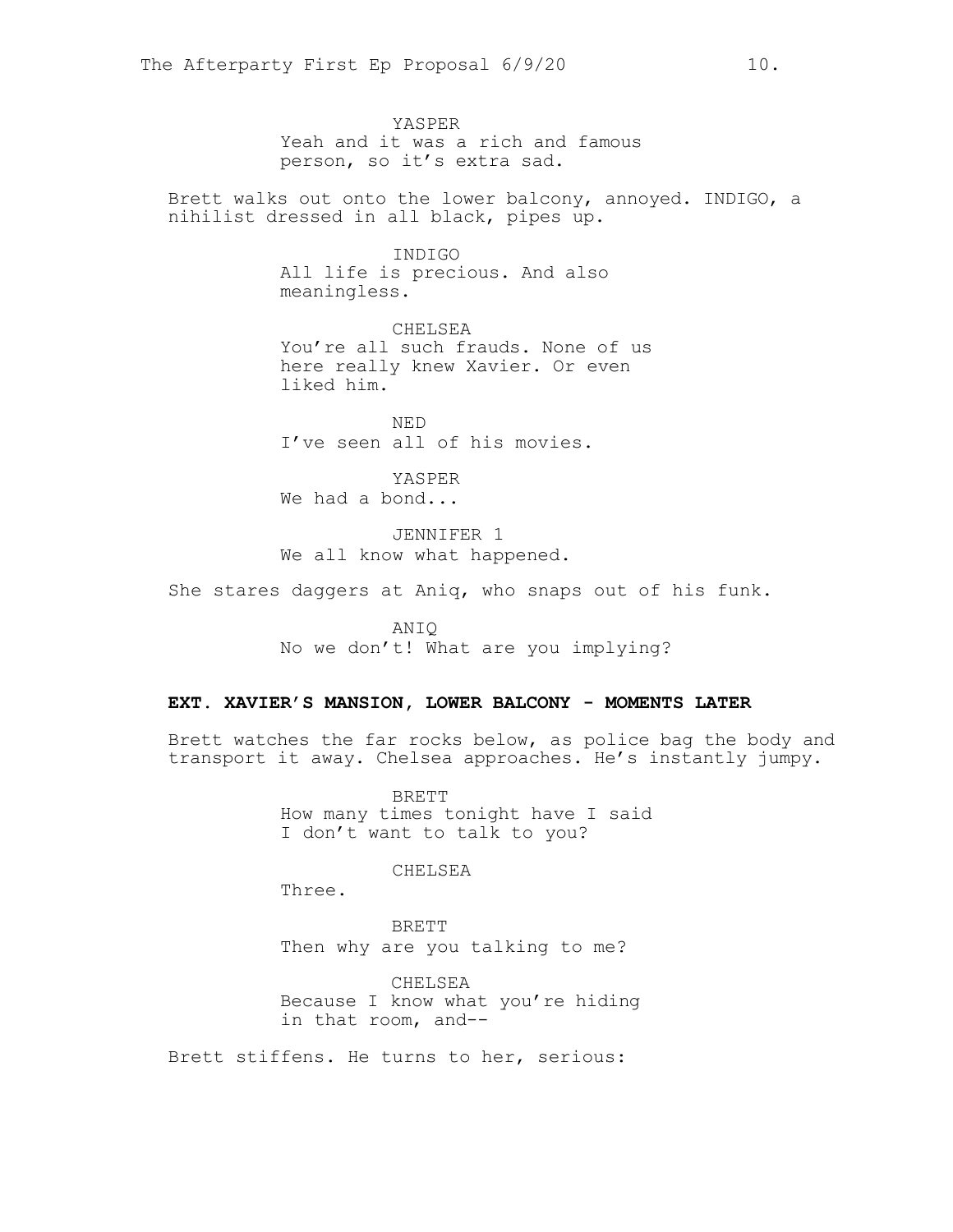YASPER
Yeah and it was a rich and famous person, so it's extra sad.

Brett walks out onto the lower balcony, annoyed. INDIGO, a nihilist dressed in all black, pipes up.

INDIGO
All life is precious. And also meaningless.

CHELSEA
You're all such frauds. None of us here really knew Xavier. Or even liked him.

NED
I've seen all of his movies.

YASPER
We had a bond...

JENNIFER 1
We all know what happened.

She stares daggers at Aniq, who snaps out of his funk.

ANIQ
No we don't! What are you implying?

**EXT. XAVIER'S MANSION, LOWER BALCONY - MOMENTS LATER**

Brett watches the far rocks below, as police bag the body and transport it away. Chelsea approaches. He's instantly jumpy.

BRETT
How many times tonight have I said I don't want to talk to you?

CHELSEA
Three.

BRETT
Then why are you talking to me?

CHELSEA
Because I know what you're hiding in that room, and--

Brett stiffens. He turns to her, serious: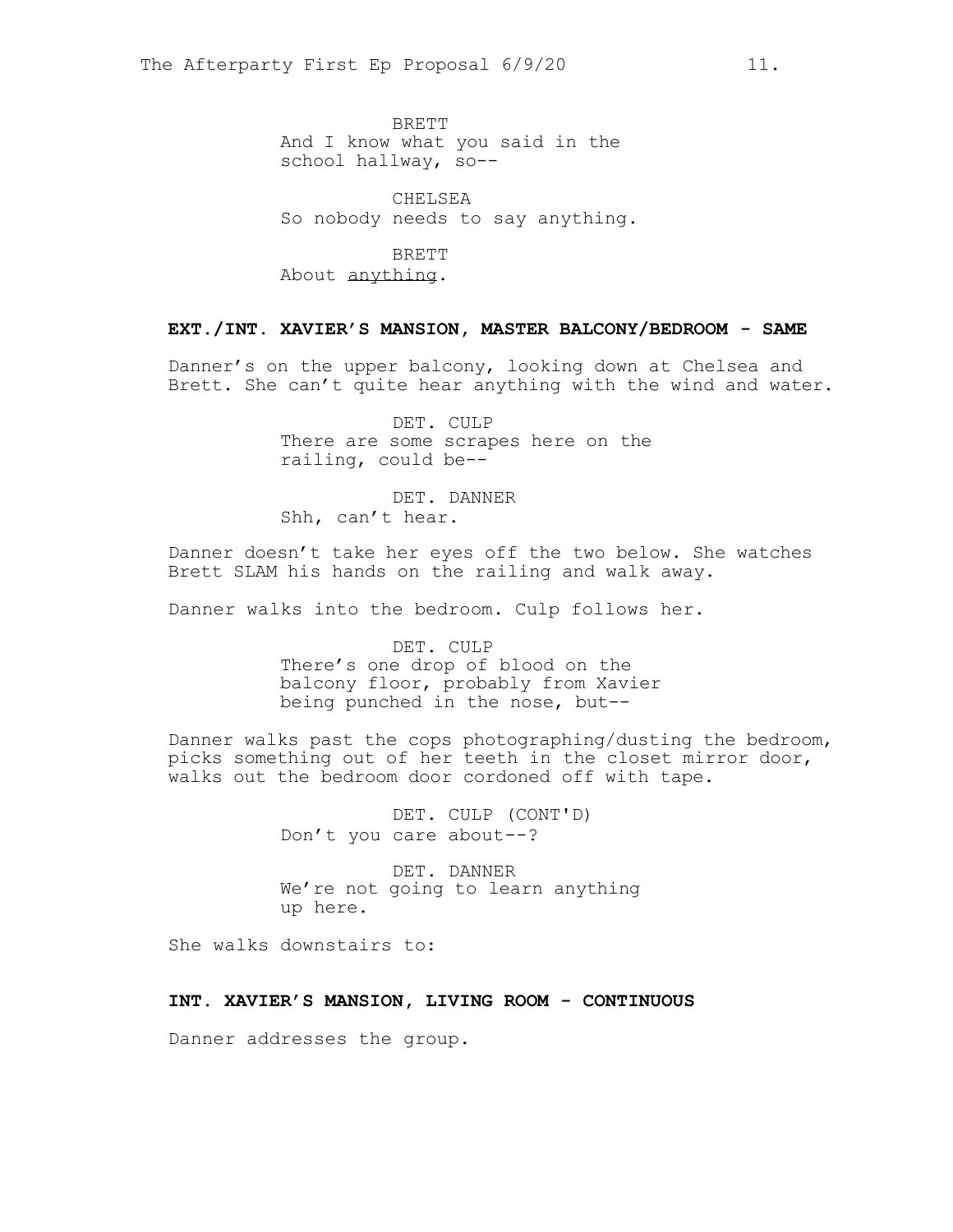BRETT
And I know what you said in the school hallway, so--

CHELSEA
So nobody needs to say anything.

BRETT
About <u>anything</u>.

**EXT./INT. XAVIER'S MANSION, MASTER BALCONY/BEDROOM - SAME**

Danner's on the upper balcony, looking down at Chelsea and Brett. She can't quite hear anything with the wind and water.

DET. CULP
There are some scrapes here on the railing, could be--

DET. DANNER
Shh, can't hear.

Danner doesn't take her eyes off the two below. She watches Brett SLAM his hands on the railing and walk away.

Danner walks into the bedroom. Culp follows her.

DET. CULP
There's one drop of blood on the balcony floor, probably from Xavier being punched in the nose, but--

Danner walks past the cops photographing/dusting the bedroom, picks something out of her teeth in the closet mirror door, walks out the bedroom door cordoned off with tape.

DET. CULP (CONT'D)
Don't you care about--?

DET. DANNER
We're not going to learn anything up here.

She walks downstairs to:

**INT. XAVIER'S MANSION, LIVING ROOM - CONTINUOUS**

Danner addresses the group.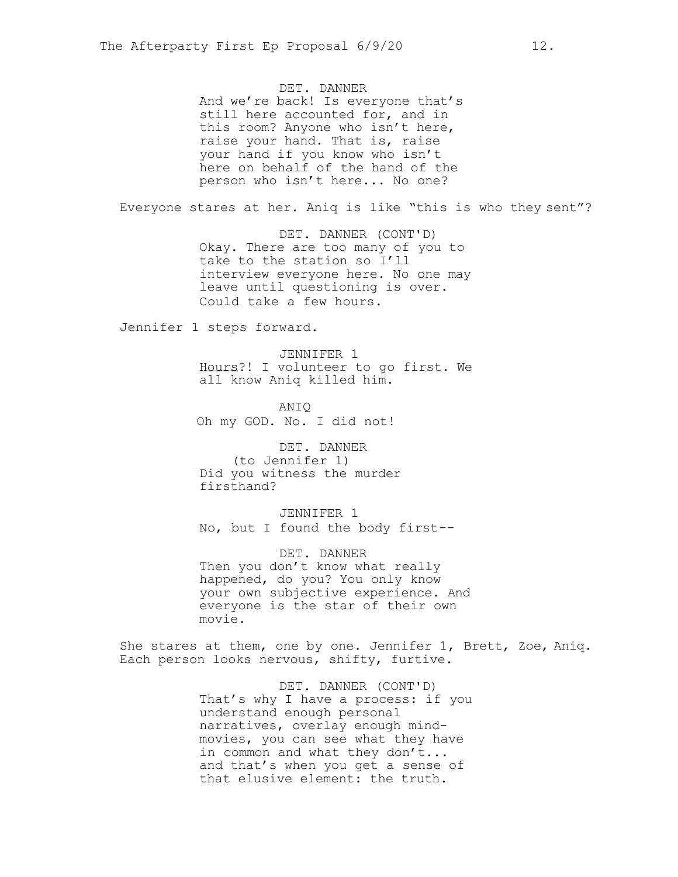DET. DANNER

And we're back! Is everyone that's still here accounted for, and in this room? Anyone who isn't here, raise your hand. That is, raise your hand if you know who isn't here on behalf of the hand of the person who isn't here... No one?

Everyone stares at her. Aniq is like "this is who they sent"?

DET. DANNER (CONT'D)

Okay. There are too many of you to take to the station so I'll interview everyone here. No one may leave until questioning is over. Could take a few hours.

Jennifer 1 steps forward.

JENNIFER 1

Hours?! I volunteer to go first. We all know Aniq killed him.

ANIQ

Oh my GOD. No. I did not!

DET. DANNER

(to Jennifer 1)

Did you witness the murder firsthand?

JENNIFER 1

No, but I found the body first--

DET. DANNER

Then you don't know what really happened, do you? You only know your own subjective experience. And everyone is the star of their own movie.

She stares at them, one by one. Jennifer 1, Brett, Zoe, Aniq. Each person looks nervous, shifty, furtive.

DET. DANNER (CONT'D)

That's why I have a process: if you understand enough personal narratives, overlay enough mind-movies, you can see what they have in common and what they don't... and that's when you get a sense of that elusive element: the truth.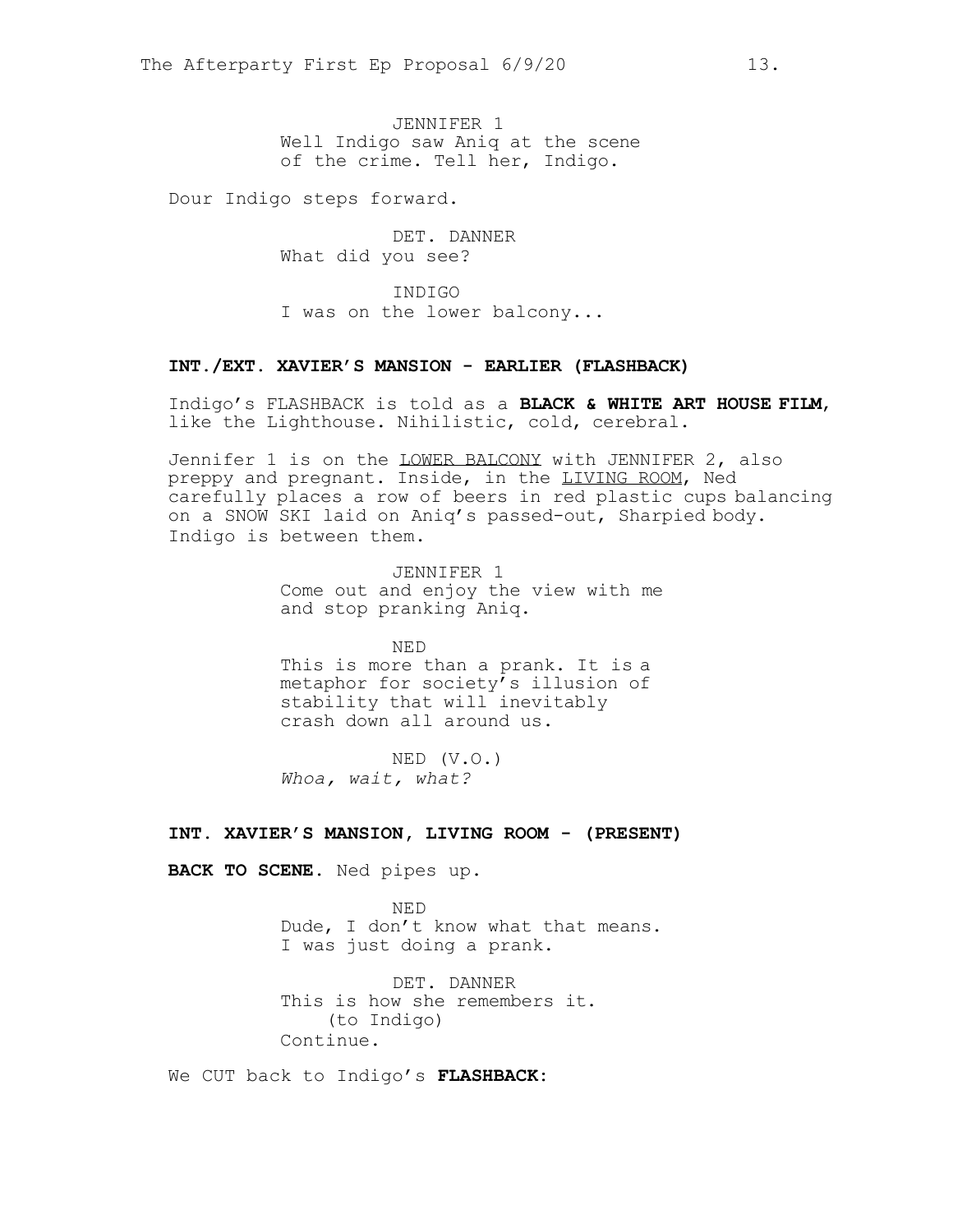JENNIFER 1

Well Indigo saw Aniq at the scene of the crime. Tell her, Indigo.

Dour Indigo steps forward.

DET. DANNER

What did you see?

INDIGO

I was on the lower balcony...

**INT./EXT. XAVIER'S MANSION - EARLIER (FLASHBACK)**

Indigo's FLASHBACK is told as a **BLACK & WHITE ART HOUSE FILM**, like the Lighthouse. Nihilistic, cold, cerebral.

Jennifer 1 is on the LOWER BALCONY with JENNIFER 2, also preppy and pregnant. Inside, in the LIVING ROOM, Ned carefully places a row of beers in red plastic cups balancing on a SNOW SKI laid on Aniq's passed-out, Sharpied body. Indigo is between them.

JENNIFER 1

Come out and enjoy the view with me and stop pranking Aniq.

NED

This is more than a prank. It is a metaphor for society's illusion of stability that will inevitably crash down all around us.

NED (V.O.)

*Whoa, wait, what?*

**INT. XAVIER'S MANSION, LIVING ROOM - (PRESENT)**

**BACK TO SCENE.** Ned pipes up.

NED

Dude, I don't know what that means. I was just doing a prank.

DET. DANNER

This is how she remembers it.
(to Indigo)
Continue.

We CUT back to Indigo's **FLASHBACK:**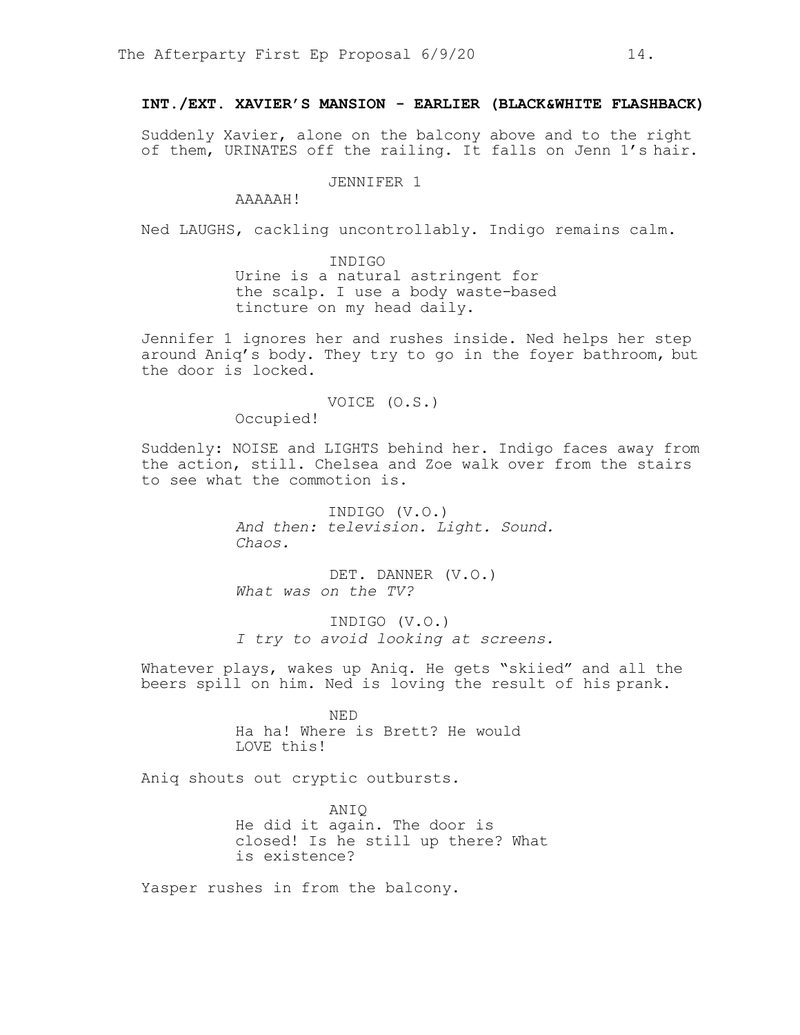**INT./EXT. XAVIER'S MANSION - EARLIER (BLACK&WHITE FLASHBACK)**

Suddenly Xavier, alone on the balcony above and to the right of them, URINATES off the railing. It falls on Jenn 1's hair.

JENNIFER 1

AAAAAH!

Ned LAUGHS, cackling uncontrollably. Indigo remains calm.

INDIGO

Urine is a natural astringent for the scalp. I use a body waste-based tincture on my head daily.

Jennifer 1 ignores her and rushes inside. Ned helps her step around Aniq's body. They try to go in the foyer bathroom, but the door is locked.

VOICE (O.S.)

Occupied!

Suddenly: NOISE and LIGHTS behind her. Indigo faces away from the action, still. Chelsea and Zoe walk over from the stairs to see what the commotion is.

INDIGO (V.O.)

*And then: television. Light. Sound. Chaos.*

DET. DANNER (V.O.)

*What was on the TV?*

INDIGO (V.O.)

*I try to avoid looking at screens.*

Whatever plays, wakes up Aniq. He gets "skiied" and all the beers spill on him. Ned is loving the result of his prank.

NED

Ha ha! Where is Brett? He would LOVE this!

Aniq shouts out cryptic outbursts.

ANIQ

He did it again. The door is closed! Is he still up there? What is existence?

Yasper rushes in from the balcony.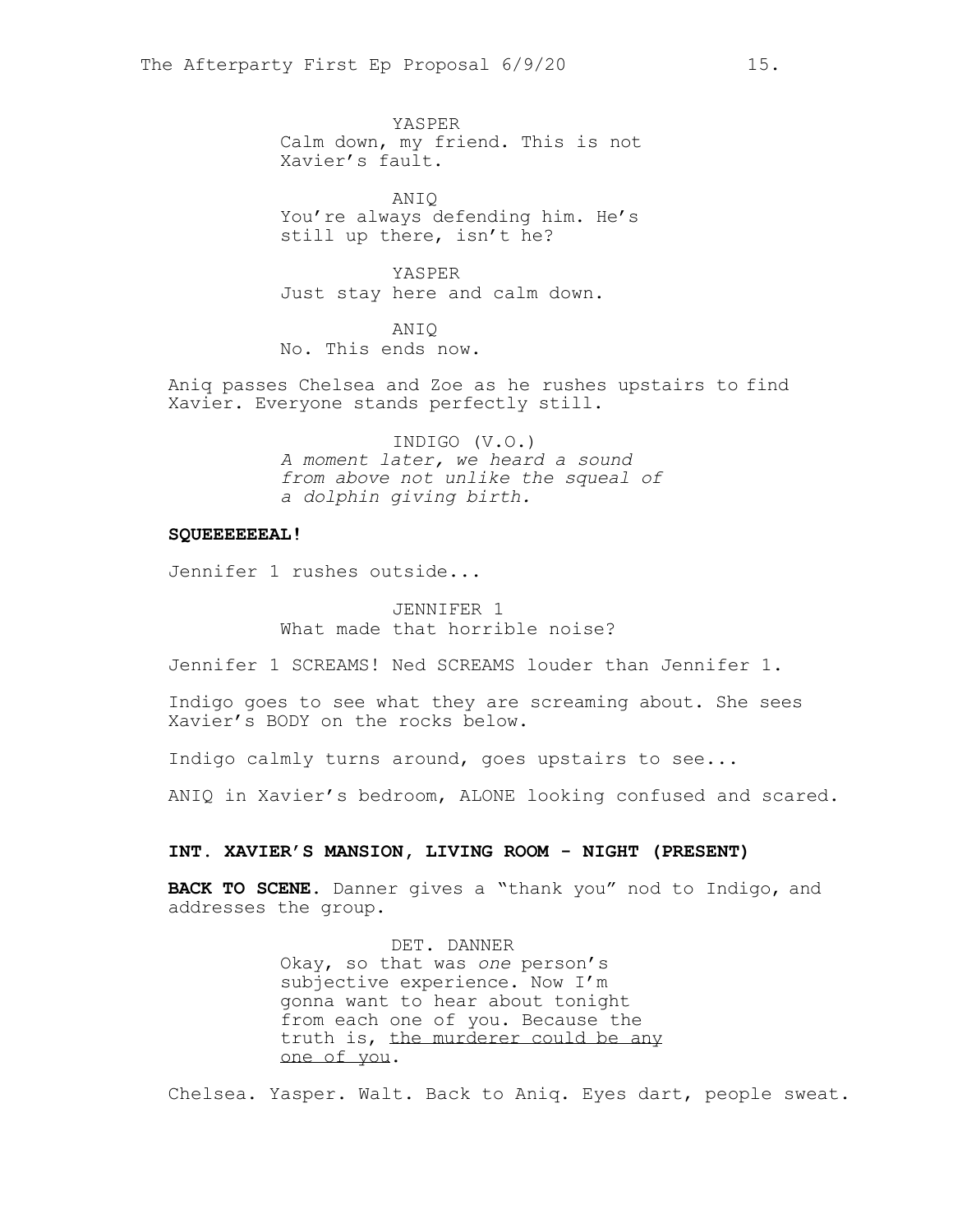YASPER
Calm down, my friend. This is not Xavier's fault.

ANIQ
You're always defending him. He's still up there, isn't he?

YASPER
Just stay here and calm down.

ANIQ
No. This ends now.

Aniq passes Chelsea and Zoe as he rushes upstairs to find Xavier. Everyone stands perfectly still.

INDIGO (V.O.)
*A moment later, we heard a sound from above not unlike the squeal of a dolphin giving birth.*

**SQUEEEEEEAL!**

Jennifer 1 rushes outside...

JENNIFER 1
What made that horrible noise?

Jennifer 1 SCREAMS! Ned SCREAMS louder than Jennifer 1.

Indigo goes to see what they are screaming about. She sees Xavier's BODY on the rocks below.

Indigo calmly turns around, goes upstairs to see...

ANIQ in Xavier's bedroom, ALONE looking confused and scared.

**INT. XAVIER'S MANSION, LIVING ROOM - NIGHT (PRESENT)**

**BACK TO SCENE.** Danner gives a "thank you" nod to Indigo, and addresses the group.

DET. DANNER
Okay, so that was *one* person's subjective experience. Now I'm gonna want to hear about tonight from each one of you. Because the truth is, <u>the murderer could be any one of you</u>.

Chelsea. Yasper. Walt. Back to Aniq. Eyes dart, people sweat.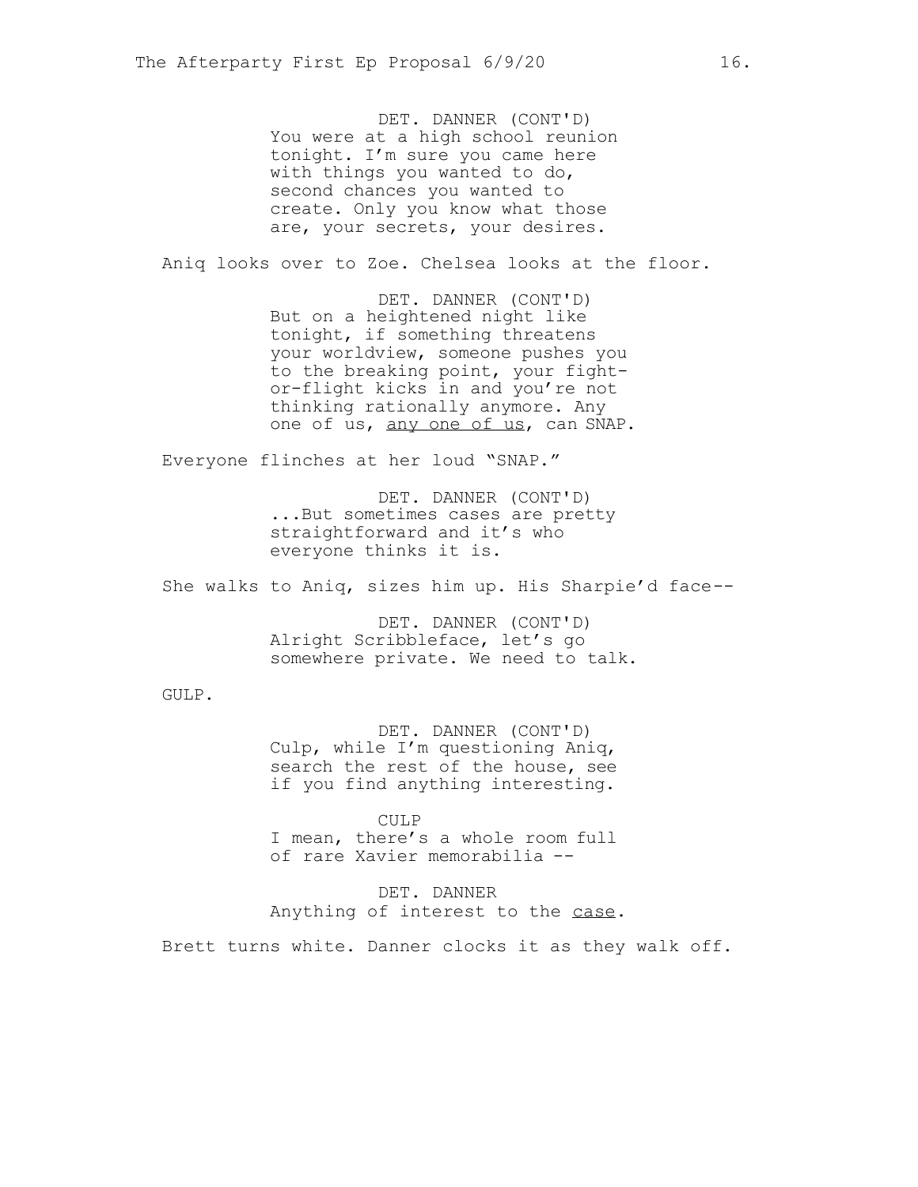DET. DANNER (CONT'D)
You were at a high school reunion tonight. I'm sure you came here with things you wanted to do, second chances you wanted to create. Only you know what those are, your secrets, your desires.

Aniq looks over to Zoe. Chelsea looks at the floor.

DET. DANNER (CONT'D)
But on a heightened night like tonight, if something threatens your worldview, someone pushes you to the breaking point, your fight-or-flight kicks in and you're not thinking rationally anymore. Any one of us, <u>any one of us</u>, can SNAP.

Everyone flinches at her loud "SNAP."

DET. DANNER (CONT'D)
...But sometimes cases are pretty straightforward and it's who everyone thinks it is.

She walks to Aniq, sizes him up. His Sharpie'd face--

DET. DANNER (CONT'D)
Alright Scribbleface, let's go somewhere private. We need to talk.

GULP.

DET. DANNER (CONT'D)
Culp, while I'm questioning Aniq, search the rest of the house, see if you find anything interesting.

CULP
I mean, there's a whole room full of rare Xavier memorabilia --

DET. DANNER
Anything of interest to the <u>case</u>.

Brett turns white. Danner clocks it as they walk off.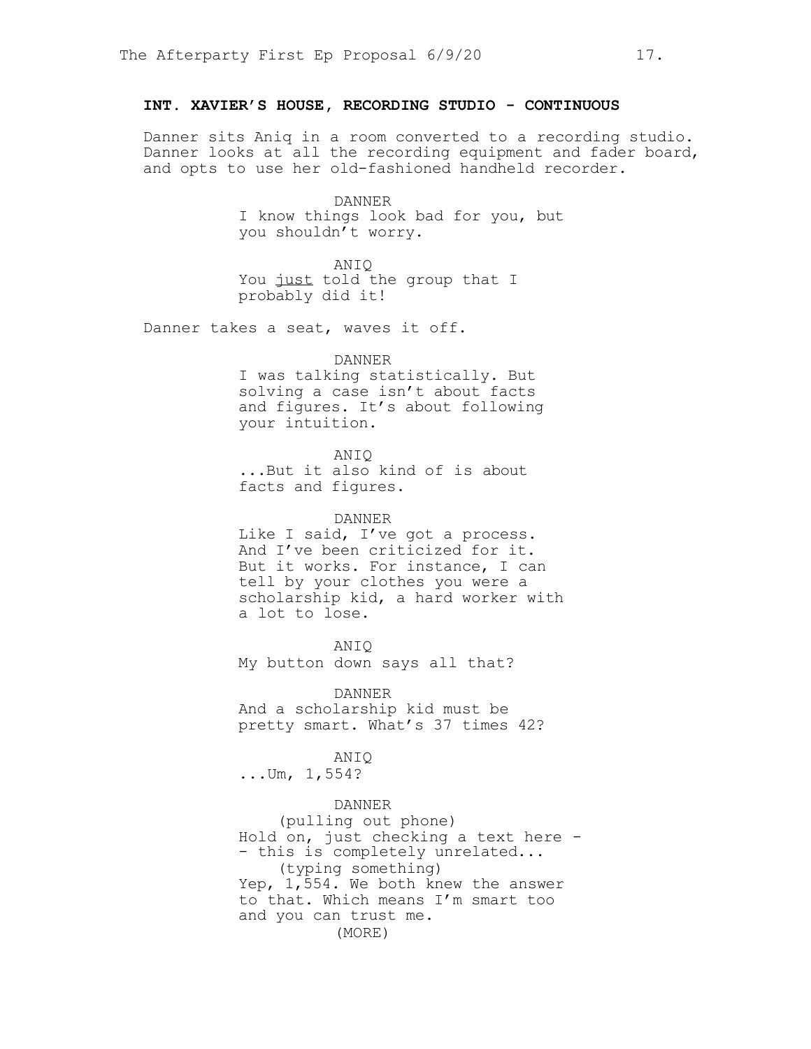**INT. XAVIER'S HOUSE, RECORDING STUDIO - CONTINUOUS**

Danner sits Aniq in a room converted to a recording studio. Danner looks at all the recording equipment and fader board, and opts to use her old-fashioned handheld recorder.

DANNER
I know things look bad for you, but you shouldn't worry.

ANIQ
You _just_ told the group that I probably did it!

Danner takes a seat, waves it off.

DANNER
I was talking statistically. But solving a case isn't about facts and figures. It's about following your intuition.

ANIQ
...But it also kind of is about facts and figures.

DANNER
Like I said, I've got a process. And I've been criticized for it. But it works. For instance, I can tell by your clothes you were a scholarship kid, a hard worker with a lot to lose.

ANIQ
My button down says all that?

DANNER
And a scholarship kid must be pretty smart. What's 37 times 42?

ANIQ
...Um, 1,554?

DANNER
(pulling out phone)
Hold on, just checking a text here -- this is completely unrelated...
(typing something)
Yep, 1,554. We both knew the answer to that. Which means I'm smart too and you can trust me.
(MORE)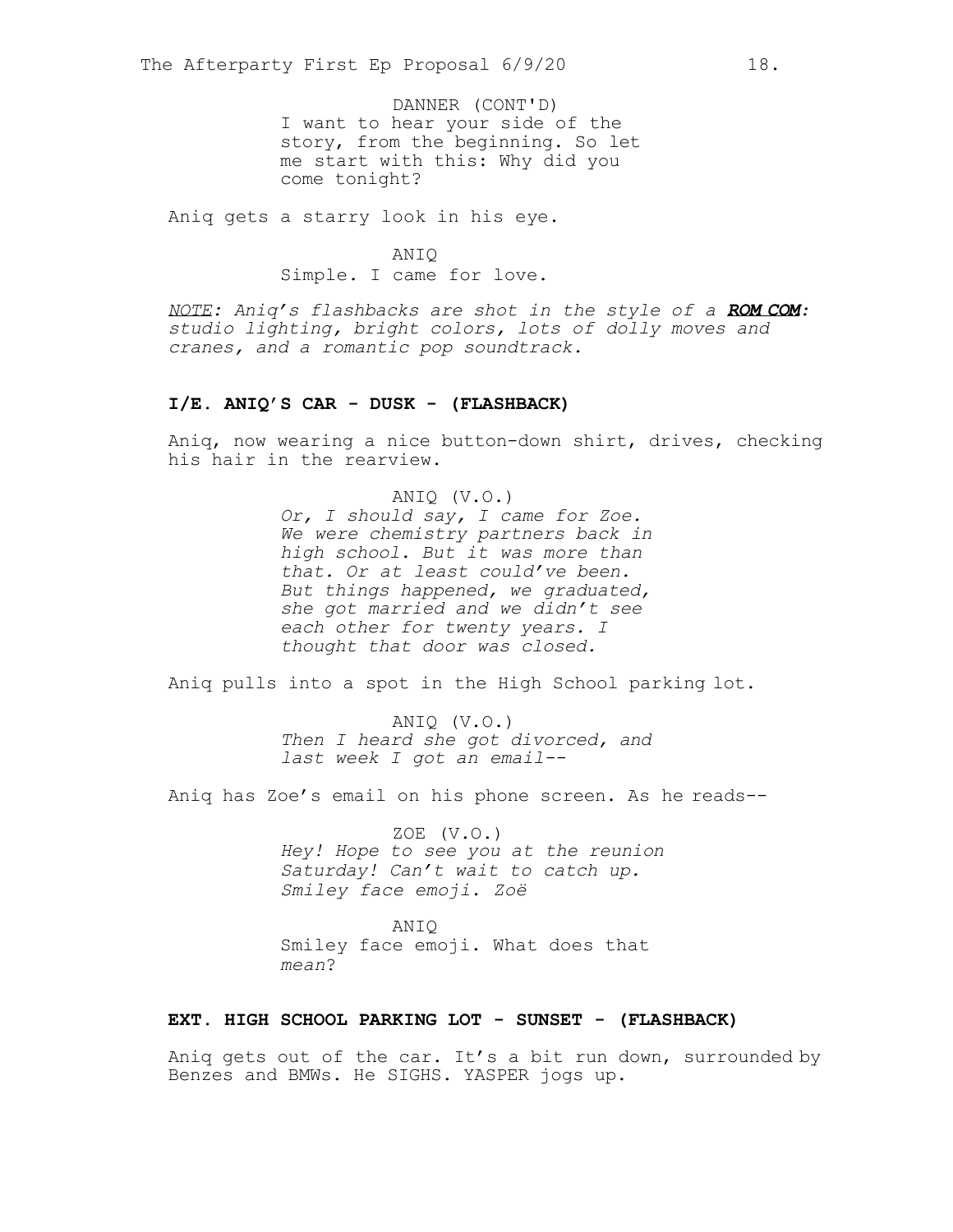DANNER (CONT'D)
I want to hear your side of the story, from the beginning. So let me start with this: Why did you come tonight?

Aniq gets a starry look in his eye.

ANIQ
Simple. I came for love.

*NOTE: Aniq's flashbacks are shot in the style of a* ***ROM COM:*** *studio lighting, bright colors, lots of dolly moves and cranes, and a romantic pop soundtrack.*

**I/E. ANIQ'S CAR - DUSK - (FLASHBACK)**

Aniq, now wearing a nice button-down shirt, drives, checking his hair in the rearview.

ANIQ (V.O.)
*Or, I should say, I came for Zoe. We were chemistry partners back in high school. But it was more than that. Or at least could've been. But things happened, we graduated, she got married and we didn't see each other for twenty years. I thought that door was closed.*

Aniq pulls into a spot in the High School parking lot.

ANIQ (V.O.)
*Then I heard she got divorced, and last week I got an email--*

Aniq has Zoe's email on his phone screen. As he reads--

ZOE (V.O.)
*Hey! Hope to see you at the reunion Saturday! Can't wait to catch up. Smiley face emoji. Zoë*

ANIQ
Smiley face emoji. What does that *mean*?

**EXT. HIGH SCHOOL PARKING LOT - SUNSET - (FLASHBACK)**

Aniq gets out of the car. It's a bit run down, surrounded by Benzes and BMWs. He SIGHS. YASPER jogs up.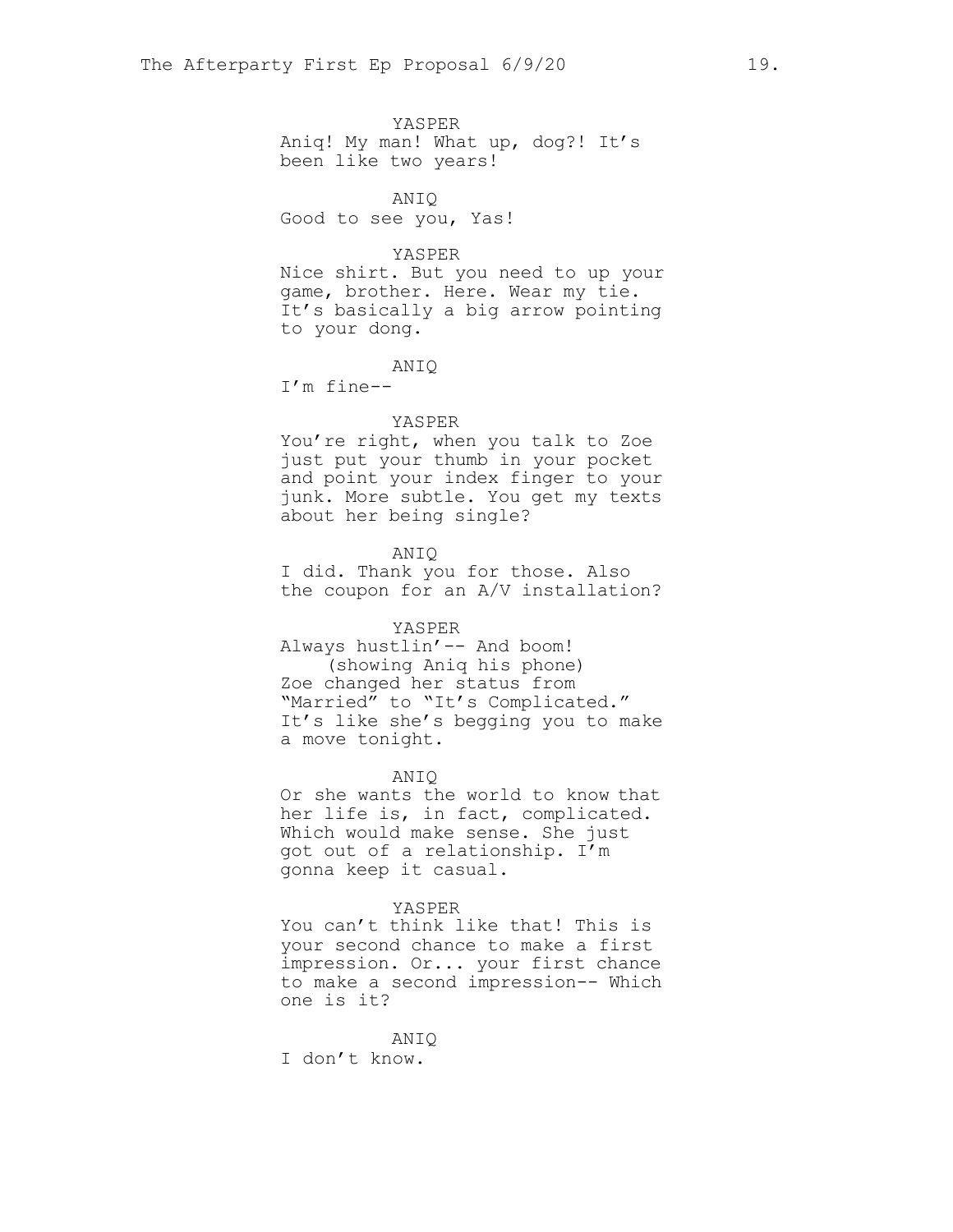YASPER
Aniq! My man! What up, dog?! It's been like two years!

ANIQ
Good to see you, Yas!

YASPER
Nice shirt. But you need to up your game, brother. Here. Wear my tie. It's basically a big arrow pointing to your dong.

ANIQ
I'm fine--

YASPER
You're right, when you talk to Zoe just put your thumb in your pocket and point your index finger to your junk. More subtle. You get my texts about her being single?

ANIQ
I did. Thank you for those. Also the coupon for an A/V installation?

YASPER
Always hustlin'-- And boom!
(showing Aniq his phone)
Zoe changed her status from "Married" to "It's Complicated." It's like she's begging you to make a move tonight.

ANIQ
Or she wants the world to know that her life is, in fact, complicated. Which would make sense. She just got out of a relationship. I'm gonna keep it casual.

YASPER
You can't think like that! This is your second chance to make a first impression. Or... your first chance to make a second impression-- Which one is it?

ANIQ
I don't know.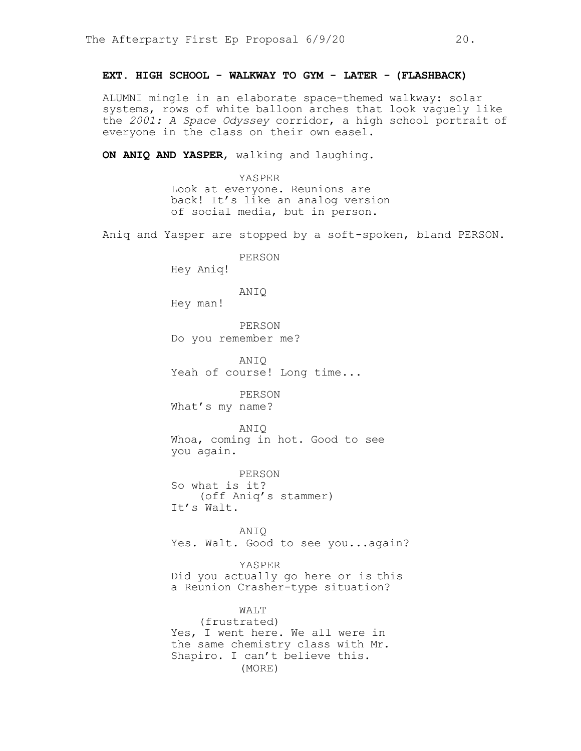**EXT. HIGH SCHOOL - WALKWAY TO GYM - LATER - (FLASHBACK)**

ALUMNI mingle in an elaborate space-themed walkway: solar systems, rows of white balloon arches that look vaguely like the *2001: A Space Odyssey* corridor, a high school portrait of everyone in the class on their own easel.

**ON ANIQ AND YASPER**, walking and laughing.

YASPER
Look at everyone. Reunions are back! It's like an analog version of social media, but in person.

Aniq and Yasper are stopped by a soft-spoken, bland PERSON.

PERSON
Hey Aniq!

ANIQ
Hey man!

PERSON
Do you remember me?

ANIQ
Yeah of course! Long time...

PERSON
What's my name?

ANIQ
Whoa, coming in hot. Good to see you again.

PERSON
So what is it?
(off Aniq's stammer)
It's Walt.

ANIQ
Yes. Walt. Good to see you...again?

YASPER
Did you actually go here or is this a Reunion Crasher-type situation?

WALT
(frustrated)
Yes, I went here. We all were in the same chemistry class with Mr. Shapiro. I can't believe this.
(MORE)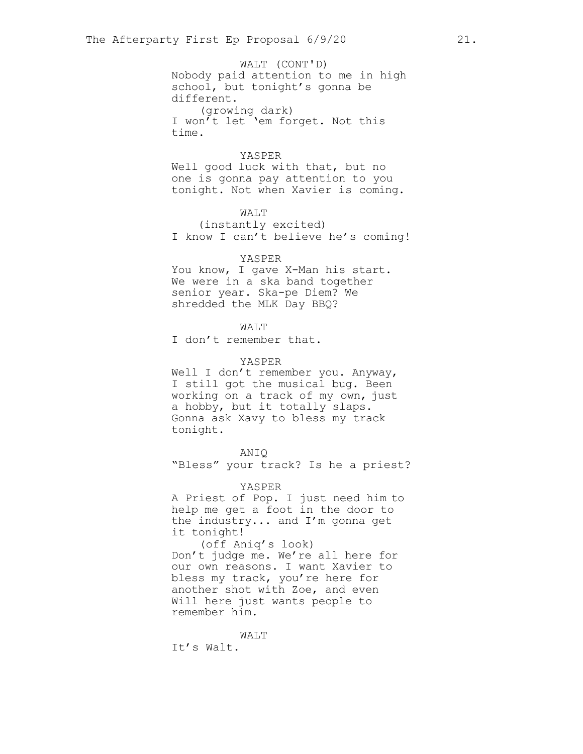WALT (CONT'D)
Nobody paid attention to me in high school, but tonight's gonna be different.
(growing dark)
I won't let 'em forget. Not this time.

YASPER
Well good luck with that, but no one is gonna pay attention to you tonight. Not when Xavier is coming.

WALT
(instantly excited)
I know I can't believe he's coming!

YASPER
You know, I gave X-Man his start. We were in a ska band together senior year. Ska-pe Diem? We shredded the MLK Day BBQ?

WALT
I don't remember that.

YASPER
Well I don't remember you. Anyway, I still got the musical bug. Been working on a track of my own, just a hobby, but it totally slaps. Gonna ask Xavy to bless my track tonight.

ANIQ
"Bless" your track? Is he a priest?

YASPER
A Priest of Pop. I just need him to help me get a foot in the door to the industry... and I'm gonna get it tonight!
(off Aniq's look)
Don't judge me. We're all here for our own reasons. I want Xavier to bless my track, you're here for another shot with Zoe, and even Will here just wants people to remember him.

WALT
It's Walt.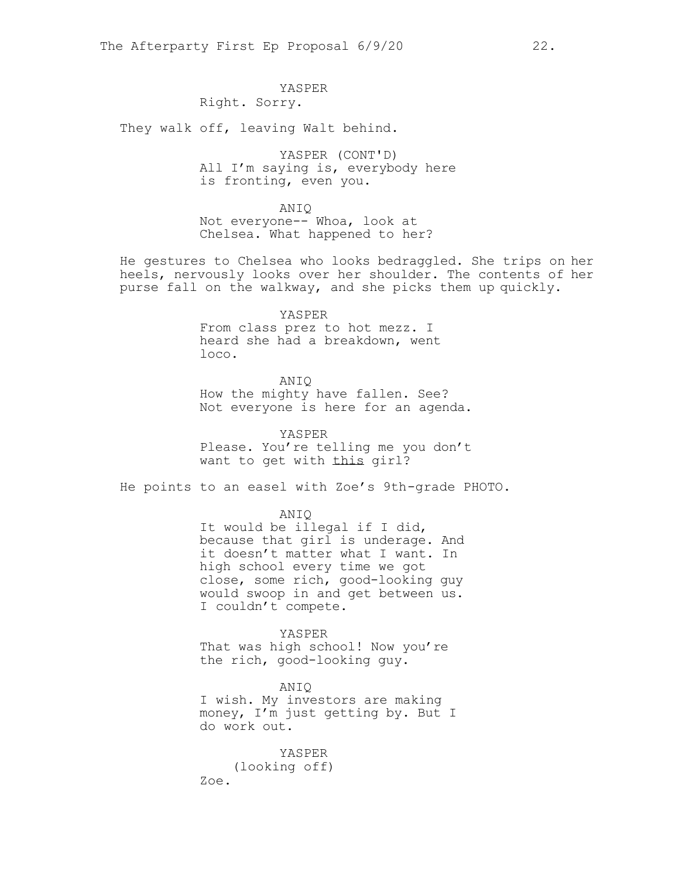YASPER
Right. Sorry.

They walk off, leaving Walt behind.

YASPER (CONT'D)
All I'm saying is, everybody here is fronting, even you.

ANIQ
Not everyone-- Whoa, look at Chelsea. What happened to her?

He gestures to Chelsea who looks bedraggled. She trips on her heels, nervously looks over her shoulder. The contents of her purse fall on the walkway, and she picks them up quickly.

YASPER
From class prez to hot mezz. I heard she had a breakdown, went loco.

ANIQ
How the mighty have fallen. See? Not everyone is here for an agenda.

YASPER
Please. You're telling me you don't want to get with <u>this</u> girl?

He points to an easel with Zoe's 9th-grade PHOTO.

ANIQ
It would be illegal if I did, because that girl is underage. And it doesn't matter what I want. In high school every time we got close, some rich, good-looking guy would swoop in and get between us. I couldn't compete.

YASPER
That was high school! Now you're the rich, good-looking guy.

ANIQ
I wish. My investors are making money, I'm just getting by. But I do work out.

YASPER
(looking off)
Zoe.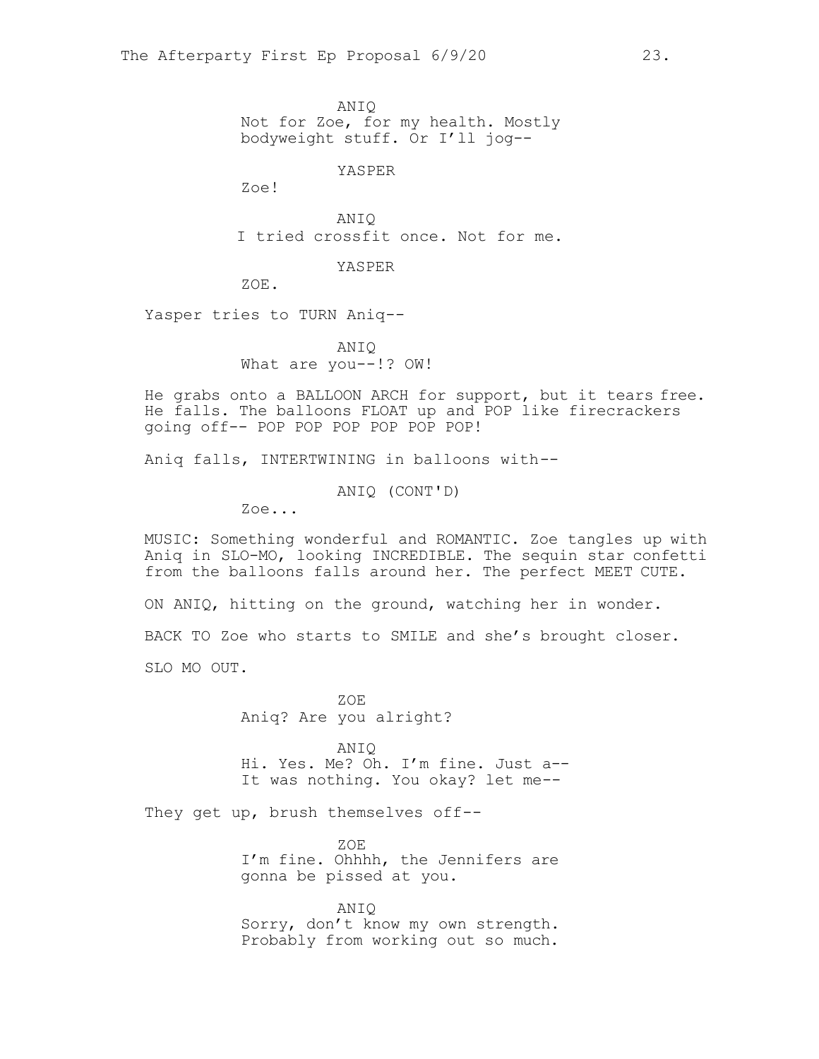ANIQ
Not for Zoe, for my health. Mostly bodyweight stuff. Or I'll jog--

YASPER
Zoe!

ANIQ
I tried crossfit once. Not for me.

YASPER
ZOE.

Yasper tries to TURN Aniq--

ANIQ
What are you--!? OW!

He grabs onto a BALLOON ARCH for support, but it tears free. He falls. The balloons FLOAT up and POP like firecrackers going off-- POP POP POP POP POP POP!

Aniq falls, INTERTWINING in balloons with--

ANIQ (CONT'D)
Zoe...

MUSIC: Something wonderful and ROMANTIC. Zoe tangles up with Aniq in SLO-MO, looking INCREDIBLE. The sequin star confetti from the balloons falls around her. The perfect MEET CUTE.

ON ANIQ, hitting on the ground, watching her in wonder.

BACK TO Zoe who starts to SMILE and she's brought closer.

SLO MO OUT.

ZOE
Aniq? Are you alright?

ANIQ
Hi. Yes. Me? Oh. I'm fine. Just a-- It was nothing. You okay? let me--

They get up, brush themselves off--

ZOE
I'm fine. Ohhhh, the Jennifers are gonna be pissed at you.

ANIQ
Sorry, don't know my own strength. Probably from working out so much.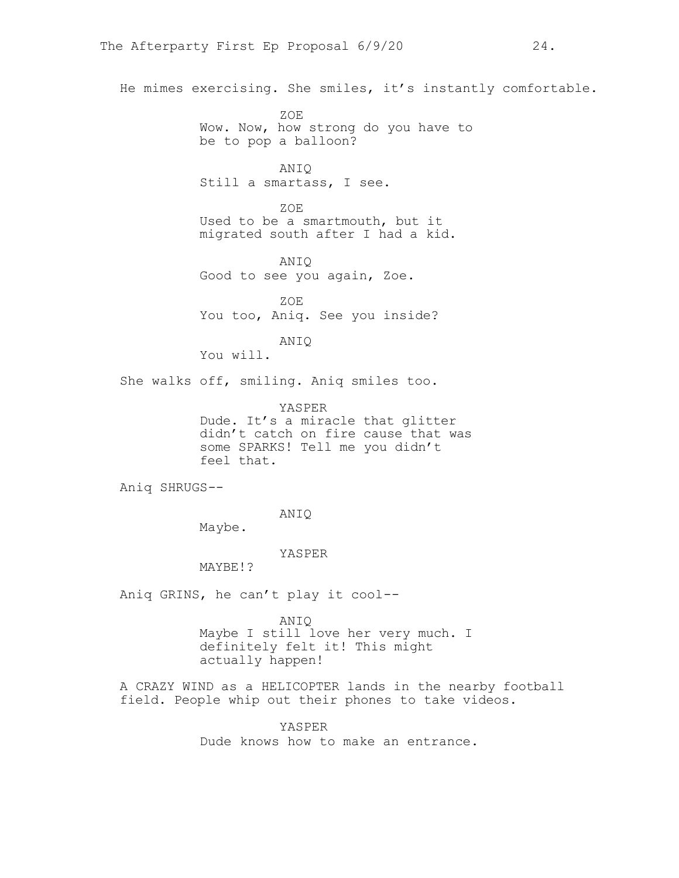He mimes exercising. She smiles, it's instantly comfortable.

ZOE
Wow. Now, how strong do you have to be to pop a balloon?

ANIQ
Still a smartass, I see.

ZOE
Used to be a smartmouth, but it migrated south after I had a kid.

ANIQ
Good to see you again, Zoe.

ZOE
You too, Aniq. See you inside?

ANIQ
You will.

She walks off, smiling. Aniq smiles too.

YASPER
Dude. It's a miracle that glitter didn't catch on fire cause that was some SPARKS! Tell me you didn't feel that.

Aniq SHRUGS--

ANIQ
Maybe.

YASPER
MAYBE!?

Aniq GRINS, he can't play it cool--

ANIQ
Maybe I still love her very much. I definitely felt it! This might actually happen!

A CRAZY WIND as a HELICOPTER lands in the nearby football field. People whip out their phones to take videos.

YASPER
Dude knows how to make an entrance.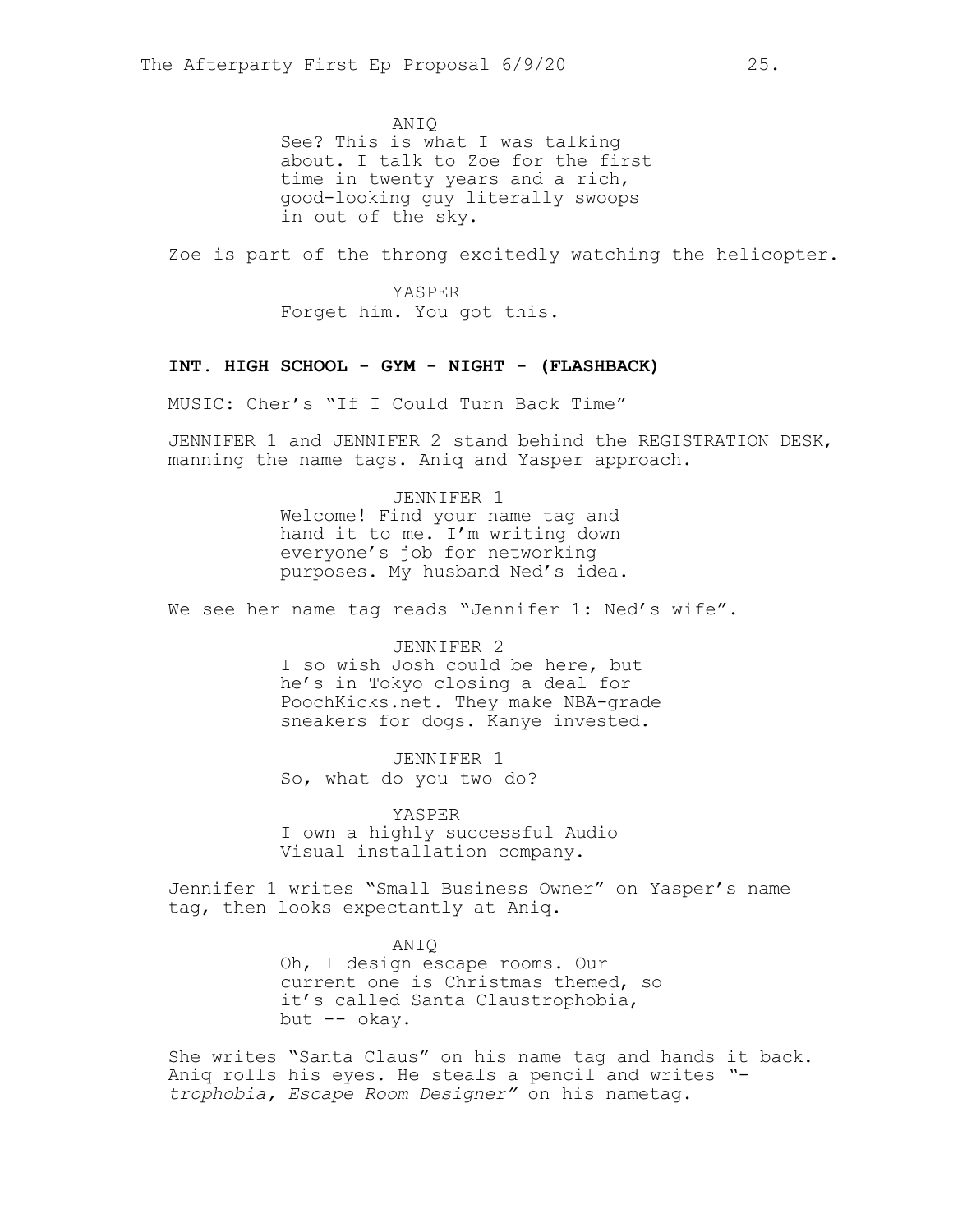ANIQ
See? This is what I was talking about. I talk to Zoe for the first time in twenty years and a rich, good-looking guy literally swoops in out of the sky.

Zoe is part of the throng excitedly watching the helicopter.

YASPER
Forget him. You got this.

**INT. HIGH SCHOOL - GYM - NIGHT - (FLASHBACK)**

MUSIC: Cher's "If I Could Turn Back Time"

JENNIFER 1 and JENNIFER 2 stand behind the REGISTRATION DESK, manning the name tags. Aniq and Yasper approach.

JENNIFER 1
Welcome! Find your name tag and hand it to me. I'm writing down everyone's job for networking purposes. My husband Ned's idea.

We see her name tag reads "Jennifer 1: Ned's wife".

JENNIFER 2
I so wish Josh could be here, but he's in Tokyo closing a deal for PoochKicks.net. They make NBA-grade sneakers for dogs. Kanye invested.

JENNIFER 1
So, what do you two do?

YASPER
I own a highly successful Audio Visual installation company.

Jennifer 1 writes "Small Business Owner" on Yasper's name tag, then looks expectantly at Aniq.

ANIQ
Oh, I design escape rooms. Our current one is Christmas themed, so it's called Santa Claustrophobia, but -- okay.

She writes "Santa Claus" on his name tag and hands it back. Aniq rolls his eyes. He steals a pencil and writes "*-trophobia, Escape Room Designer*" on his nametag.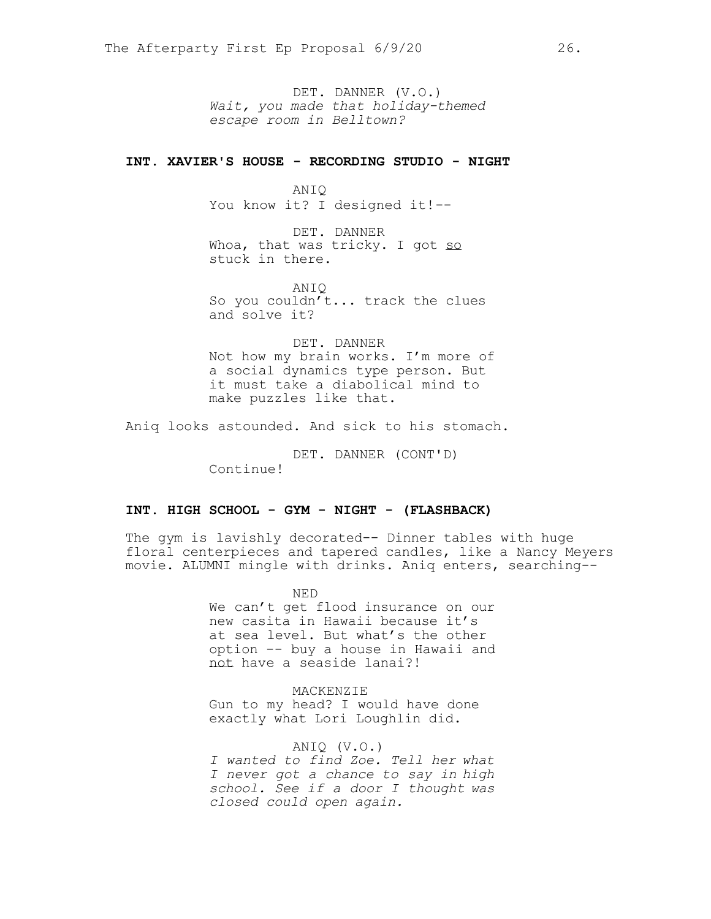DET. DANNER (V.O.)
*Wait, you made that holiday-themed escape room in Belltown?*

**INT. XAVIER'S HOUSE - RECORDING STUDIO - NIGHT**

ANIQ
You know it? I designed it!--

DET. DANNER
Whoa, that was tricky. I got <u>so</u> stuck in there.

ANIQ
So you couldn't... track the clues and solve it?

DET. DANNER
Not how my brain works. I'm more of a social dynamics type person. But it must take a diabolical mind to make puzzles like that.

Aniq looks astounded. And sick to his stomach.

DET. DANNER (CONT'D)
Continue!

**INT. HIGH SCHOOL - GYM - NIGHT - (FLASHBACK)**

The gym is lavishly decorated-- Dinner tables with huge floral centerpieces and tapered candles, like a Nancy Meyers movie. ALUMNI mingle with drinks. Aniq enters, searching--

NED
We can't get flood insurance on our new casita in Hawaii because it's at sea level. But what's the other option -- buy a house in Hawaii and <u>not</u> have a seaside lanai?!

MACKENZIE
Gun to my head? I would have done exactly what Lori Loughlin did.

ANIQ (V.O.)
*I wanted to find Zoe. Tell her what I never got a chance to say in high school. See if a door I thought was closed could open again.*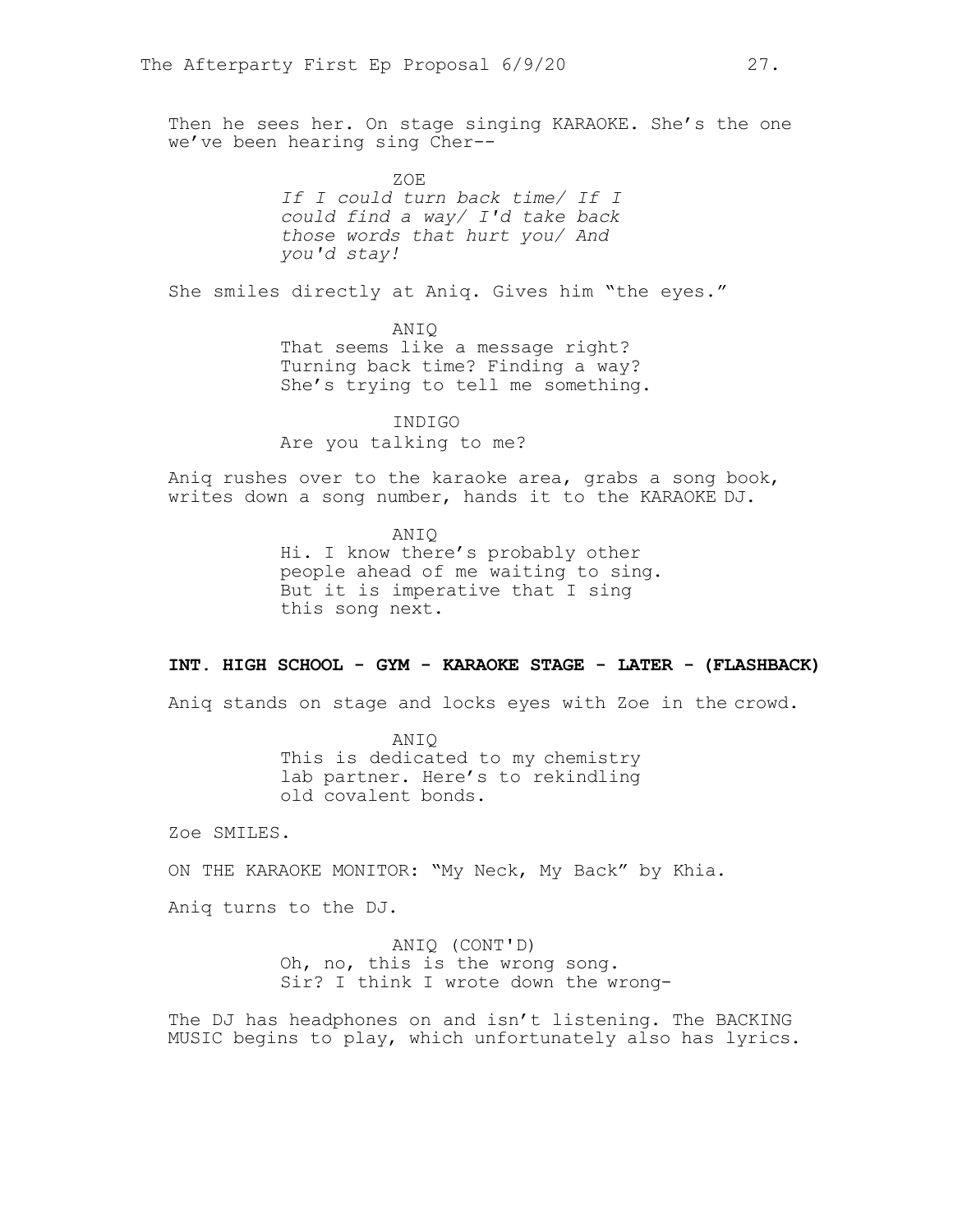Then he sees her. On stage singing KARAOKE. She's the one we've been hearing sing Cher--

ZOE

*If I could turn back time/ If I could find a way/ I'd take back those words that hurt you/ And you'd stay!*

She smiles directly at Aniq. Gives him "the eyes."

ANIQ

That seems like a message right? Turning back time? Finding a way? She's trying to tell me something.

INDIGO

Are you talking to me?

Aniq rushes over to the karaoke area, grabs a song book, writes down a song number, hands it to the KARAOKE DJ.

ANIQ

Hi. I know there's probably other people ahead of me waiting to sing. But it is imperative that I sing this song next.

**INT. HIGH SCHOOL - GYM - KARAOKE STAGE - LATER - (FLASHBACK)**

Aniq stands on stage and locks eyes with Zoe in the crowd.

ANIQ

This is dedicated to my chemistry lab partner. Here's to rekindling old covalent bonds.

Zoe SMILES.

ON THE KARAOKE MONITOR: "My Neck, My Back" by Khia.

Aniq turns to the DJ.

ANIQ (CONT'D)

Oh, no, this is the wrong song. Sir? I think I wrote down the wrong-

The DJ has headphones on and isn't listening. The BACKING MUSIC begins to play, which unfortunately also has lyrics.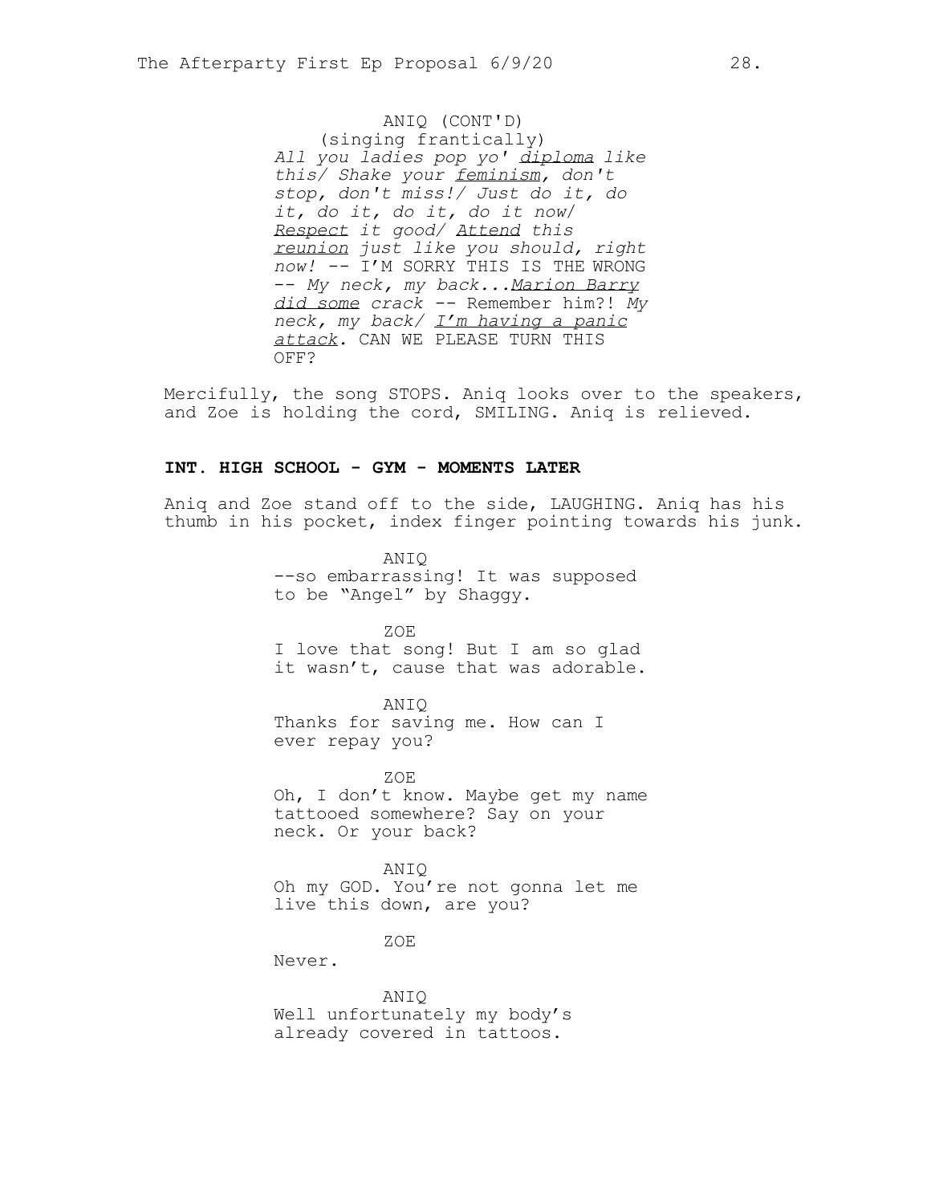ANIQ (CONT'D)
(singing frantically)
*All you ladies pop yo' <u>diploma</u> like this/ Shake your <u>feminism</u>, don't stop, don't miss!/ Just do it, do it, do it, do it, do it now/ <u>Respect</u> it good/ <u>Attend</u> this <u>reunion</u> just like you should, right now!* -- I'M SORRY THIS IS THE WRONG -- *My neck, my back...<u>Marion Barry did some</u> crack* -- Remember him?! *My neck, my back/ <u>I'm having a panic attack</u>.* CAN WE PLEASE TURN THIS OFF?

Mercifully, the song STOPS. Aniq looks over to the speakers, and Zoe is holding the cord, SMILING. Aniq is relieved.

**INT. HIGH SCHOOL - GYM - MOMENTS LATER**

Aniq and Zoe stand off to the side, LAUGHING. Aniq has his thumb in his pocket, index finger pointing towards his junk.

ANIQ
--so embarrassing! It was supposed to be "Angel" by Shaggy.

ZOE
I love that song! But I am so glad it wasn't, cause that was adorable.

ANIQ
Thanks for saving me. How can I ever repay you?

ZOE
Oh, I don't know. Maybe get my name tattooed somewhere? Say on your neck. Or your back?

ANIQ
Oh my GOD. You're not gonna let me live this down, are you?

ZOE
Never.

ANIQ
Well unfortunately my body's already covered in tattoos.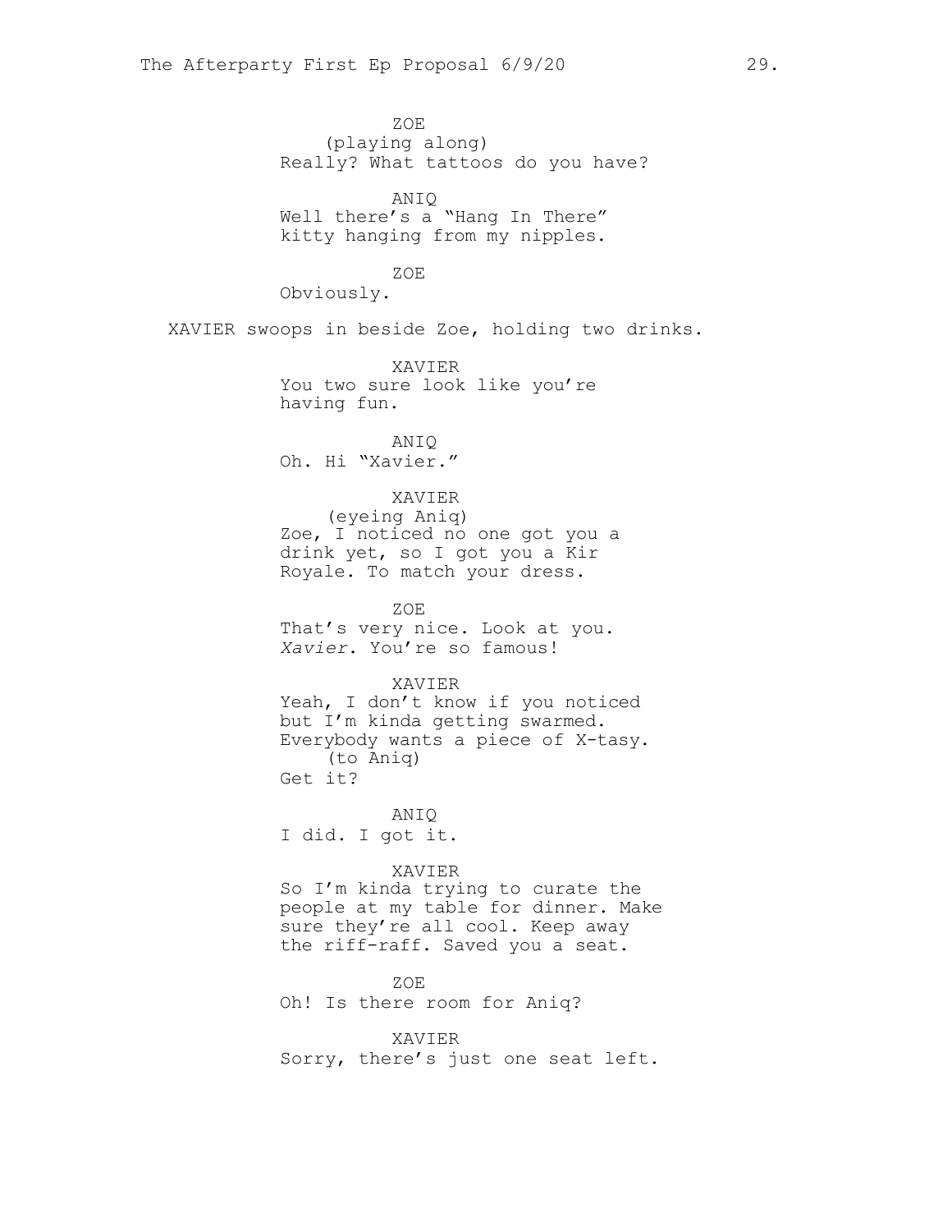ZOE
(playing along)
Really? What tattoos do you have?

ANIQ
Well there's a "Hang In There" kitty hanging from my nipples.

ZOE
Obviously.

XAVIER swoops in beside Zoe, holding two drinks.

XAVIER
You two sure look like you're having fun.

ANIQ
Oh. Hi "Xavier."

XAVIER
(eyeing Aniq)
Zoe, I noticed no one got you a drink yet, so I got you a Kir Royale. To match your dress.

ZOE
That's very nice. Look at you. *Xavier*. You're so famous!

XAVIER
Yeah, I don't know if you noticed but I'm kinda getting swarmed. Everybody wants a piece of X-tasy.
(to Aniq)
Get it?

ANIQ
I did. I got it.

XAVIER
So I'm kinda trying to curate the people at my table for dinner. Make sure they're all cool. Keep away the riff-raff. Saved you a seat.

ZOE
Oh! Is there room for Aniq?

XAVIER
Sorry, there's just one seat left.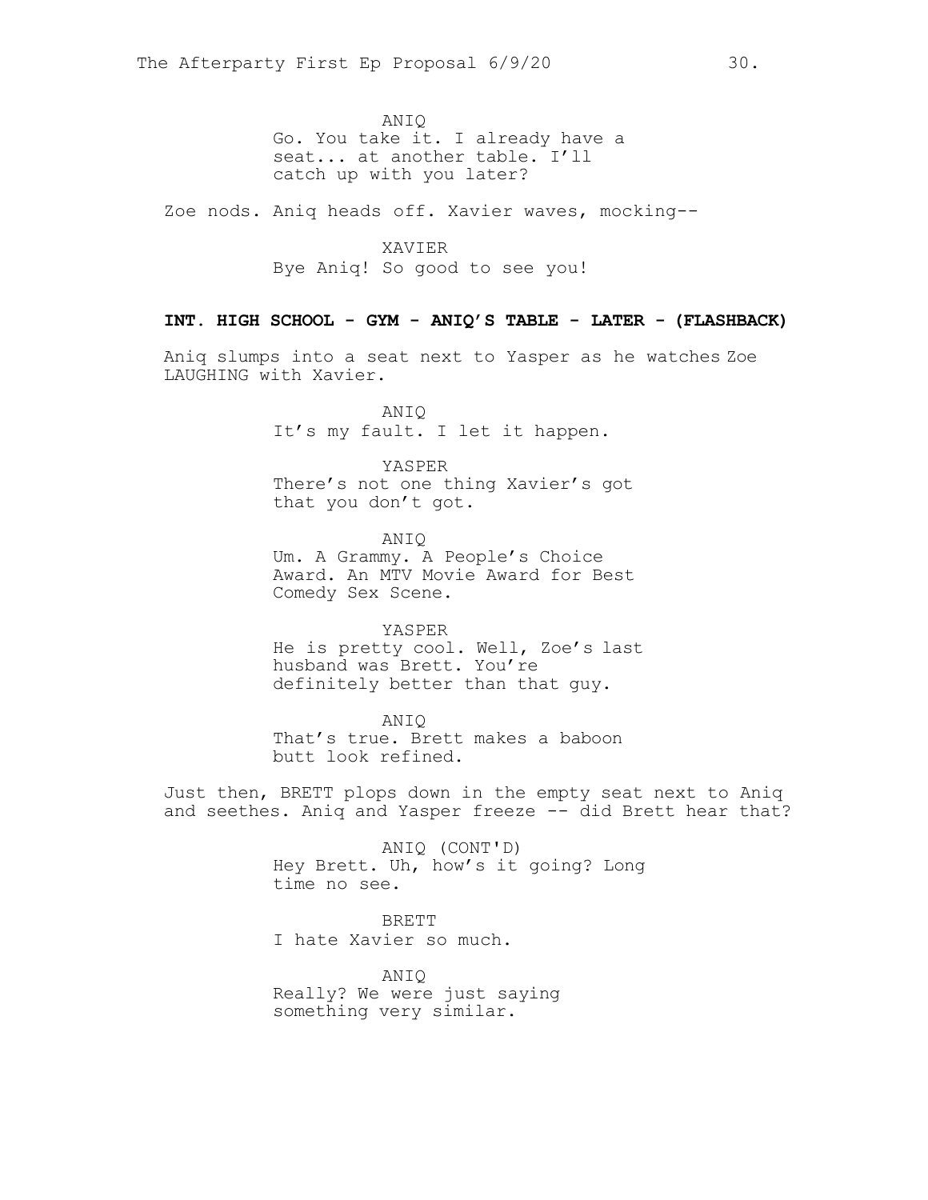ANIQ
Go. You take it. I already have a seat... at another table. I'll catch up with you later?

Zoe nods. Aniq heads off. Xavier waves, mocking--

XAVIER
Bye Aniq! So good to see you!

**INT. HIGH SCHOOL - GYM - ANIQ'S TABLE - LATER - (FLASHBACK)**

Aniq slumps into a seat next to Yasper as he watches Zoe LAUGHING with Xavier.

ANIQ
It's my fault. I let it happen.

YASPER
There's not one thing Xavier's got that you don't got.

ANIQ
Um. A Grammy. A People's Choice Award. An MTV Movie Award for Best Comedy Sex Scene.

YASPER
He is pretty cool. Well, Zoe's last husband was Brett. You're definitely better than that guy.

ANIQ
That's true. Brett makes a baboon butt look refined.

Just then, BRETT plops down in the empty seat next to Aniq and seethes. Aniq and Yasper freeze -- did Brett hear that?

ANIQ (CONT'D)
Hey Brett. Uh, how's it going? Long time no see.

BRETT
I hate Xavier so much.

ANIQ
Really? We were just saying something very similar.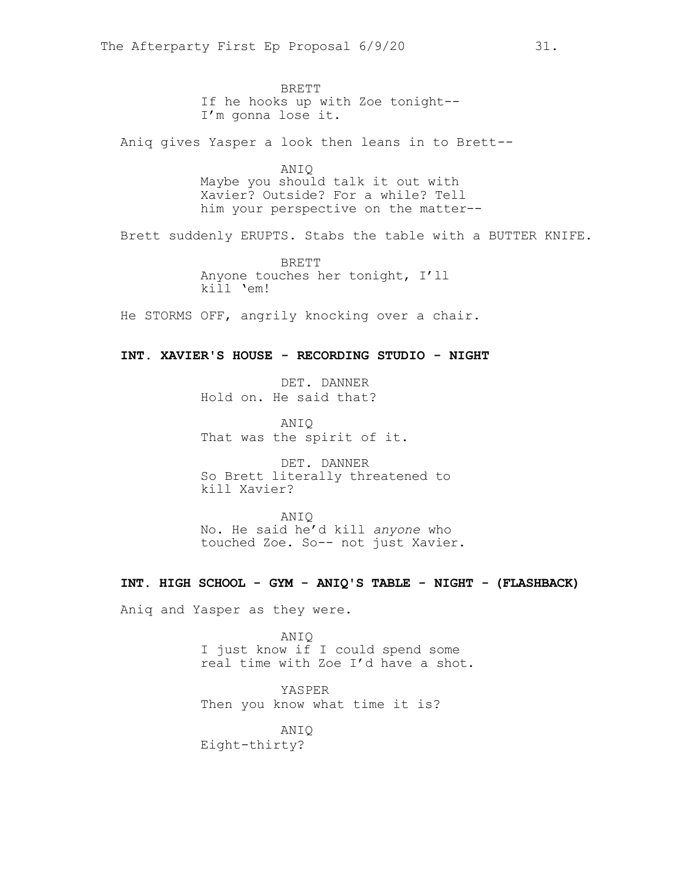BRETT
If he hooks up with Zoe tonight--
I'm gonna lose it.

Aniq gives Yasper a look then leans in to Brett--

ANIQ
Maybe you should talk it out with
Xavier? Outside? For a while? Tell
him your perspective on the matter--

Brett suddenly ERUPTS. Stabs the table with a BUTTER KNIFE.

BRETT
Anyone touches her tonight, I'll
kill 'em!

He STORMS OFF, angrily knocking over a chair.

**INT. XAVIER'S HOUSE - RECORDING STUDIO - NIGHT**

DET. DANNER
Hold on. He said that?

ANIQ
That was the spirit of it.

DET. DANNER
So Brett literally threatened to
kill Xavier?

ANIQ
No. He said he'd kill *anyone* who
touched Zoe. So-- not just Xavier.

**INT. HIGH SCHOOL - GYM - ANIQ'S TABLE - NIGHT - (FLASHBACK)**

Aniq and Yasper as they were.

ANIQ
I just know if I could spend some
real time with Zoe I'd have a shot.

YASPER
Then you know what time it is?

ANIQ
Eight-thirty?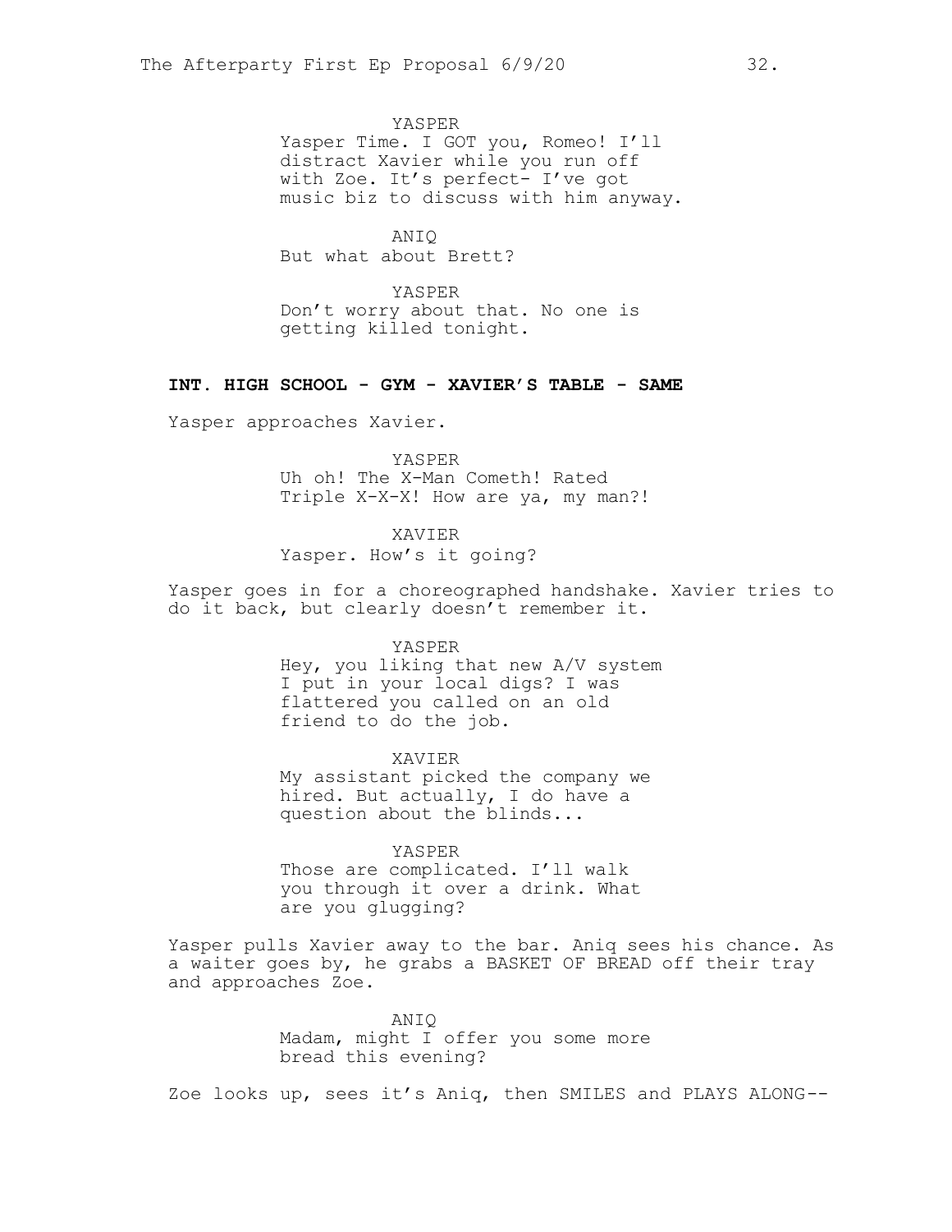YASPER
Yasper Time. I GOT you, Romeo! I'll distract Xavier while you run off with Zoe. It's perfect- I've got music biz to discuss with him anyway.

ANIQ
But what about Brett?

YASPER
Don't worry about that. No one is getting killed tonight.

**INT. HIGH SCHOOL - GYM - XAVIER'S TABLE - SAME**

Yasper approaches Xavier.

YASPER
Uh oh! The X-Man Cometh! Rated Triple X-X-X! How are ya, my man?!

XAVIER
Yasper. How's it going?

Yasper goes in for a choreographed handshake. Xavier tries to do it back, but clearly doesn't remember it.

YASPER
Hey, you liking that new A/V system I put in your local digs? I was flattered you called on an old friend to do the job.

XAVIER
My assistant picked the company we hired. But actually, I do have a question about the blinds...

YASPER
Those are complicated. I'll walk you through it over a drink. What are you glugging?

Yasper pulls Xavier away to the bar. Aniq sees his chance. As a waiter goes by, he grabs a BASKET OF BREAD off their tray and approaches Zoe.

ANIQ
Madam, might I offer you some more bread this evening?

Zoe looks up, sees it's Aniq, then SMILES and PLAYS ALONG--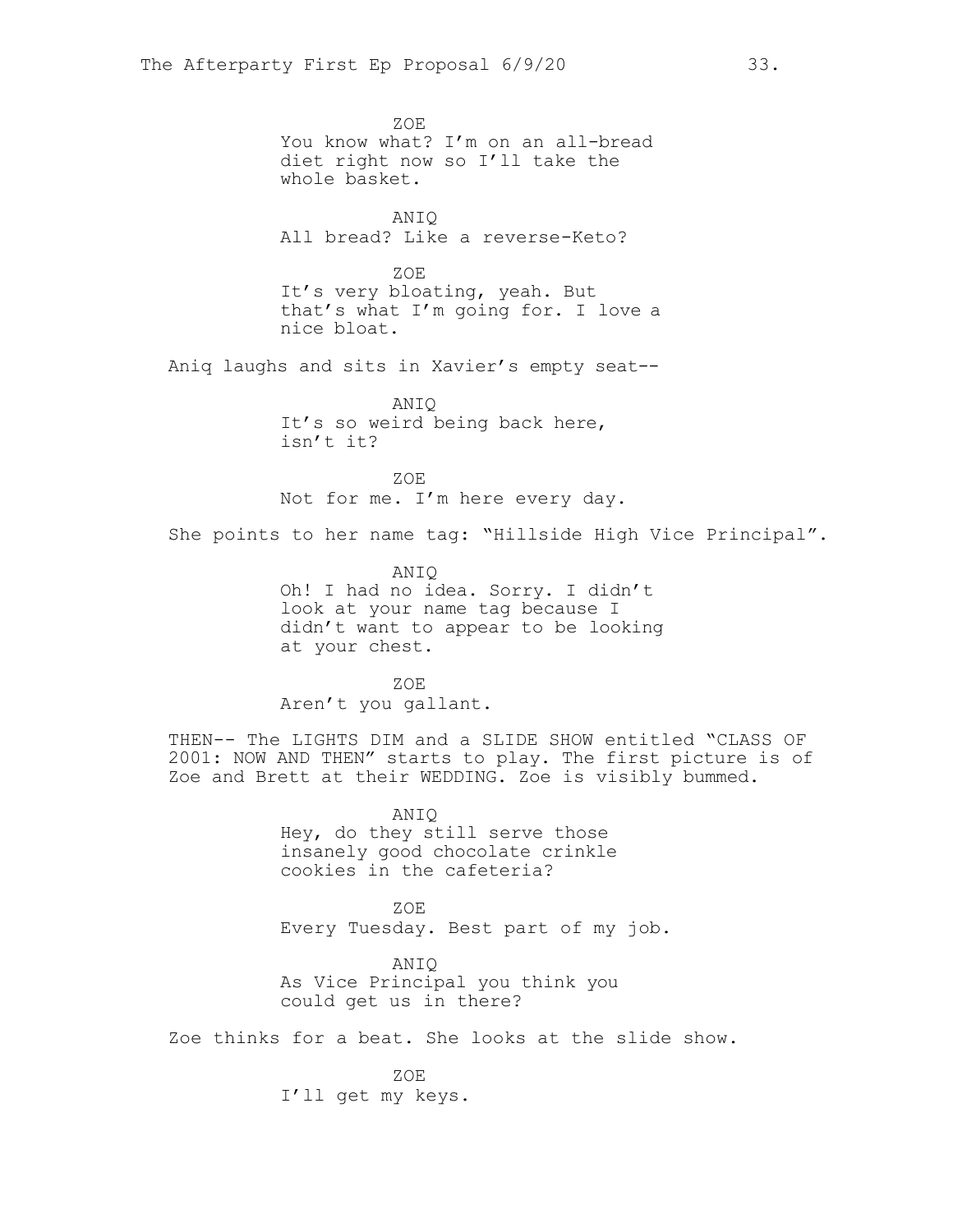ZOE

You know what? I'm on an all-bread diet right now so I'll take the whole basket.

ANIQ

All bread? Like a reverse-Keto?

ZOE

It's very bloating, yeah. But that's what I'm going for. I love a nice bloat.

Aniq laughs and sits in Xavier's empty seat--

ANIQ

It's so weird being back here, isn't it?

ZOE

Not for me. I'm here every day.

She points to her name tag: "Hillside High Vice Principal".

ANIQ

Oh! I had no idea. Sorry. I didn't look at your name tag because I didn't want to appear to be looking at your chest.

ZOE

Aren't you gallant.

THEN-- The LIGHTS DIM and a SLIDE SHOW entitled "CLASS OF 2001: NOW AND THEN" starts to play. The first picture is of Zoe and Brett at their WEDDING. Zoe is visibly bummed.

ANIQ

Hey, do they still serve those insanely good chocolate crinkle cookies in the cafeteria?

ZOE

Every Tuesday. Best part of my job.

ANIQ

As Vice Principal you think you could get us in there?

Zoe thinks for a beat. She looks at the slide show.

ZOE

I'll get my keys.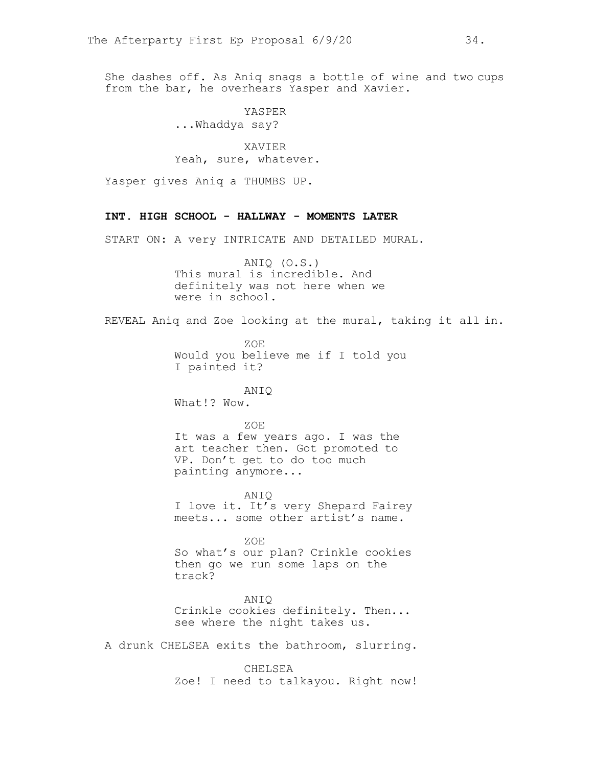She dashes off. As Aniq snags a bottle of wine and two cups from the bar, he overhears Yasper and Xavier.

YASPER
...Whaddya say?

XAVIER
Yeah, sure, whatever.

Yasper gives Aniq a THUMBS UP.

**INT. HIGH SCHOOL - HALLWAY - MOMENTS LATER**

START ON: A very INTRICATE AND DETAILED MURAL.

ANIQ (O.S.)
This mural is incredible. And definitely was not here when we were in school.

REVEAL Aniq and Zoe looking at the mural, taking it all in.

ZOE
Would you believe me if I told you I painted it?

ANIQ
What!? Wow.

ZOE
It was a few years ago. I was the art teacher then. Got promoted to VP. Don't get to do too much painting anymore...

ANIQ
I love it. It's very Shepard Fairey meets... some other artist's name.

ZOE
So what's our plan? Crinkle cookies then go we run some laps on the track?

ANIQ
Crinkle cookies definitely. Then... see where the night takes us.

A drunk CHELSEA exits the bathroom, slurring.

CHELSEA
Zoe! I need to talkayou. Right now!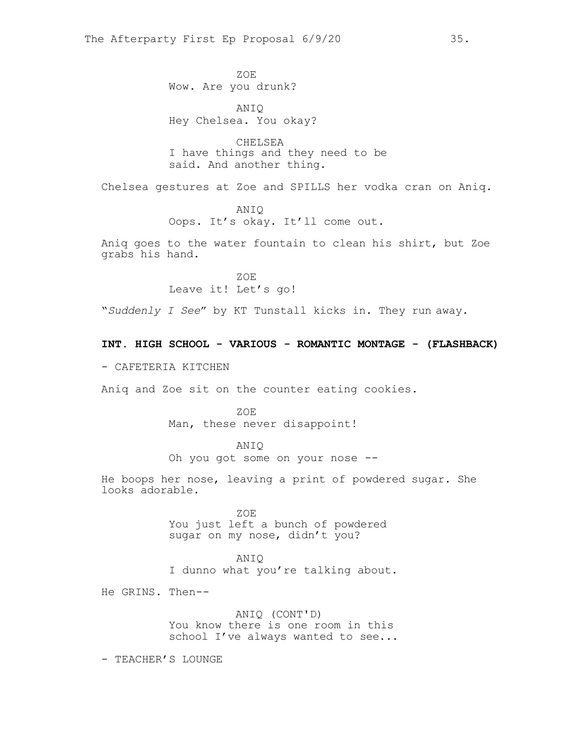ZOE
Wow. Are you drunk?

ANIQ
Hey Chelsea. You okay?

CHELSEA
I have things and they need to be said. And another thing.

Chelsea gestures at Zoe and SPILLS her vodka cran on Aniq.

ANIQ
Oops. It's okay. It'll come out.

Aniq goes to the water fountain to clean his shirt, but Zoe grabs his hand.

ZOE
Leave it! Let's go!

"*Suddenly I See*" by KT Tunstall kicks in. They run away.

**INT. HIGH SCHOOL - VARIOUS - ROMANTIC MONTAGE - (FLASHBACK)**

- CAFETERIA KITCHEN

Aniq and Zoe sit on the counter eating cookies.

ZOE
Man, these never disappoint!

ANIQ
Oh you got some on your nose --

He boops her nose, leaving a print of powdered sugar. She looks adorable.

ZOE
You just left a bunch of powdered sugar on my nose, didn't you?

ANIQ
I dunno what you're talking about.

He GRINS. Then--

ANIQ (CONT'D)
You know there is one room in this school I've always wanted to see...

- TEACHER'S LOUNGE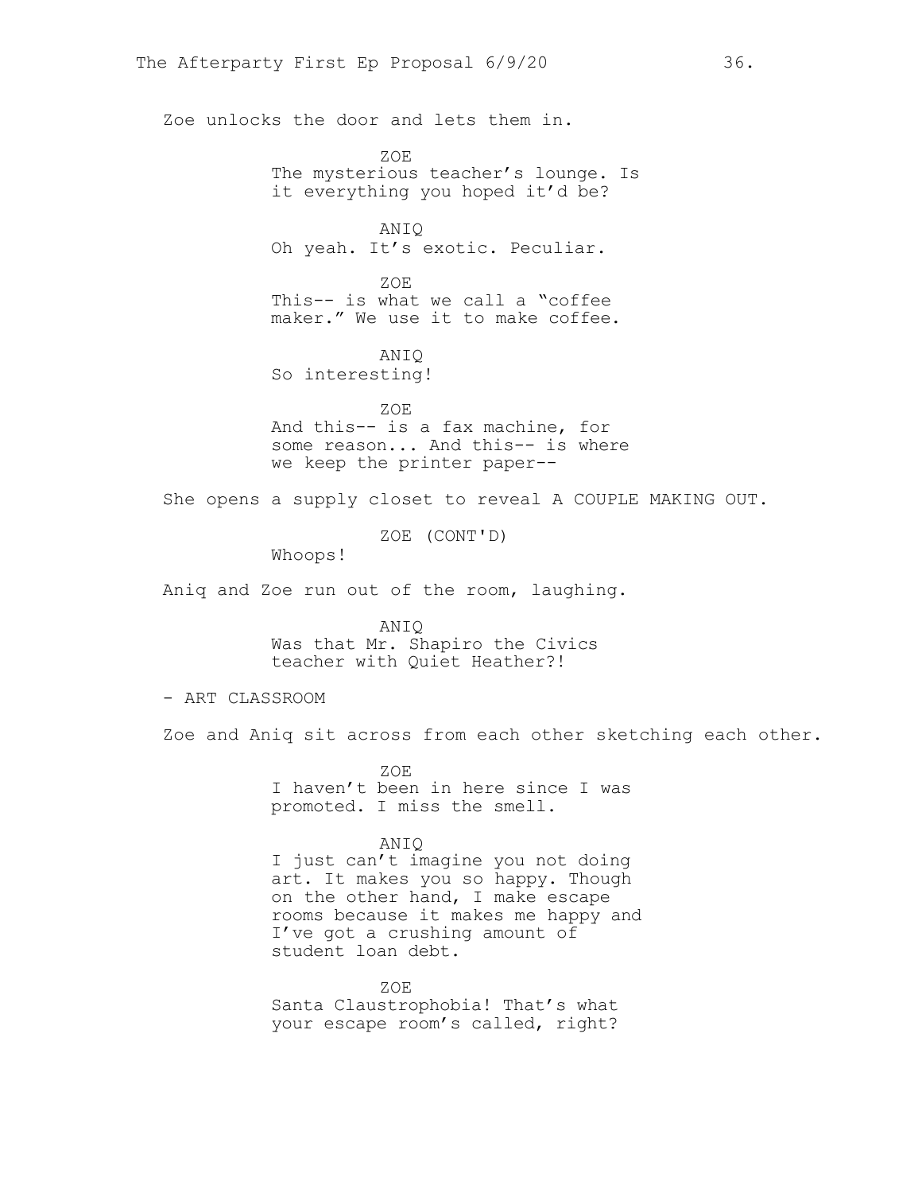Zoe unlocks the door and lets them in.

ZOE
The mysterious teacher's lounge. Is it everything you hoped it'd be?

ANIQ
Oh yeah. It's exotic. Peculiar.

ZOE
This-- is what we call a "coffee maker." We use it to make coffee.

ANIQ
So interesting!

ZOE
And this-- is a fax machine, for some reason... And this-- is where we keep the printer paper--

She opens a supply closet to reveal A COUPLE MAKING OUT.

ZOE (CONT'D)
Whoops!

Aniq and Zoe run out of the room, laughing.

ANIQ
Was that Mr. Shapiro the Civics teacher with Quiet Heather?!

- ART CLASSROOM

Zoe and Aniq sit across from each other sketching each other.

ZOE
I haven't been in here since I was promoted. I miss the smell.

ANIQ
I just can't imagine you not doing art. It makes you so happy. Though on the other hand, I make escape rooms because it makes me happy and I've got a crushing amount of student loan debt.

ZOE
Santa Claustrophobia! That's what your escape room's called, right?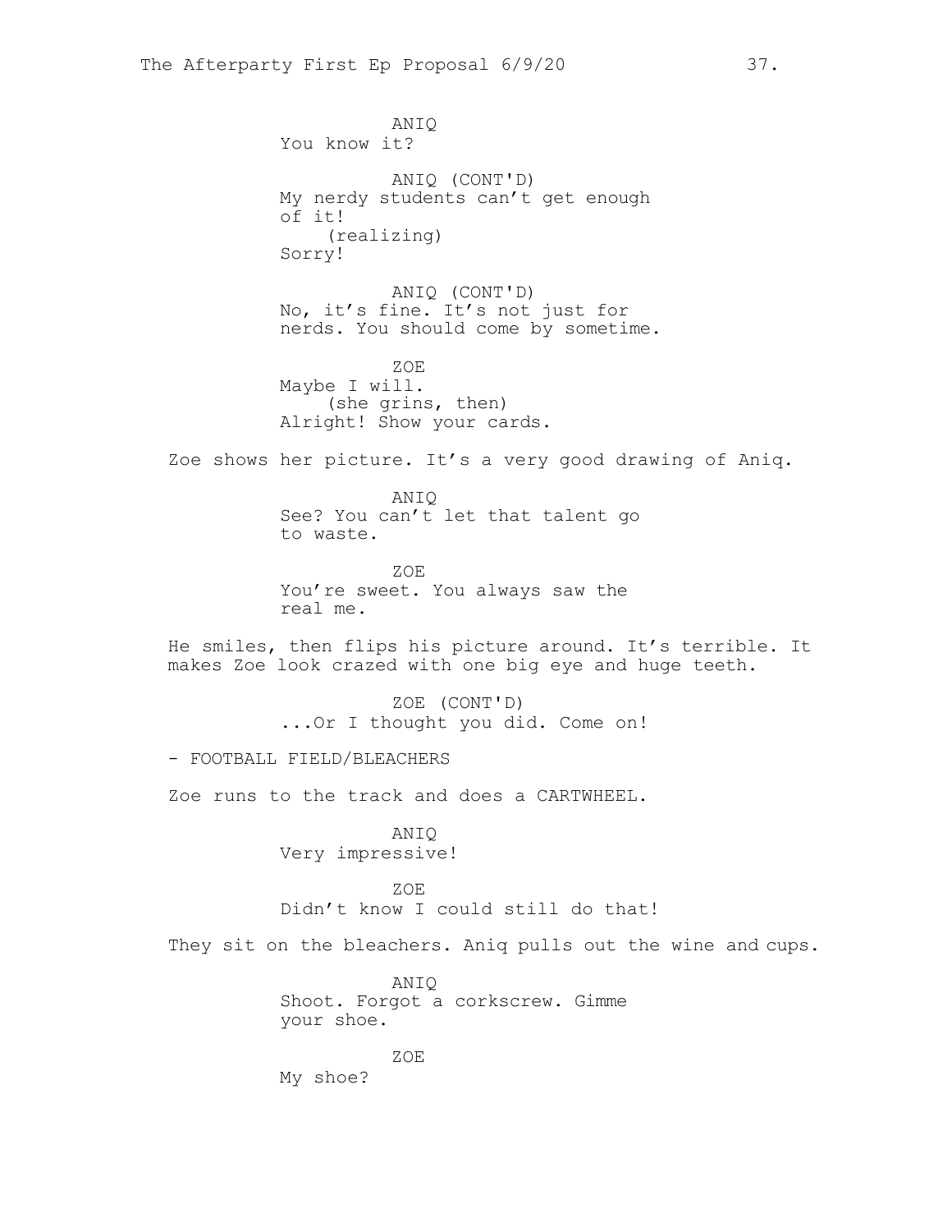ANIQ
You know it?

ANIQ (CONT'D)
My nerdy students can't get enough of it!
(realizing)
Sorry!

ANIQ (CONT'D)
No, it's fine. It's not just for nerds. You should come by sometime.

ZOE
Maybe I will.
(she grins, then)
Alright! Show your cards.

Zoe shows her picture. It's a very good drawing of Aniq.

ANIQ
See? You can't let that talent go to waste.

ZOE
You're sweet. You always saw the real me.

He smiles, then flips his picture around. It's terrible. It makes Zoe look crazed with one big eye and huge teeth.

ZOE (CONT'D)
...Or I thought you did. Come on!

- FOOTBALL FIELD/BLEACHERS

Zoe runs to the track and does a CARTWHEEL.

ANIQ
Very impressive!

ZOE
Didn't know I could still do that!

They sit on the bleachers. Aniq pulls out the wine and cups.

ANIQ
Shoot. Forgot a corkscrew. Gimme your shoe.

ZOE
My shoe?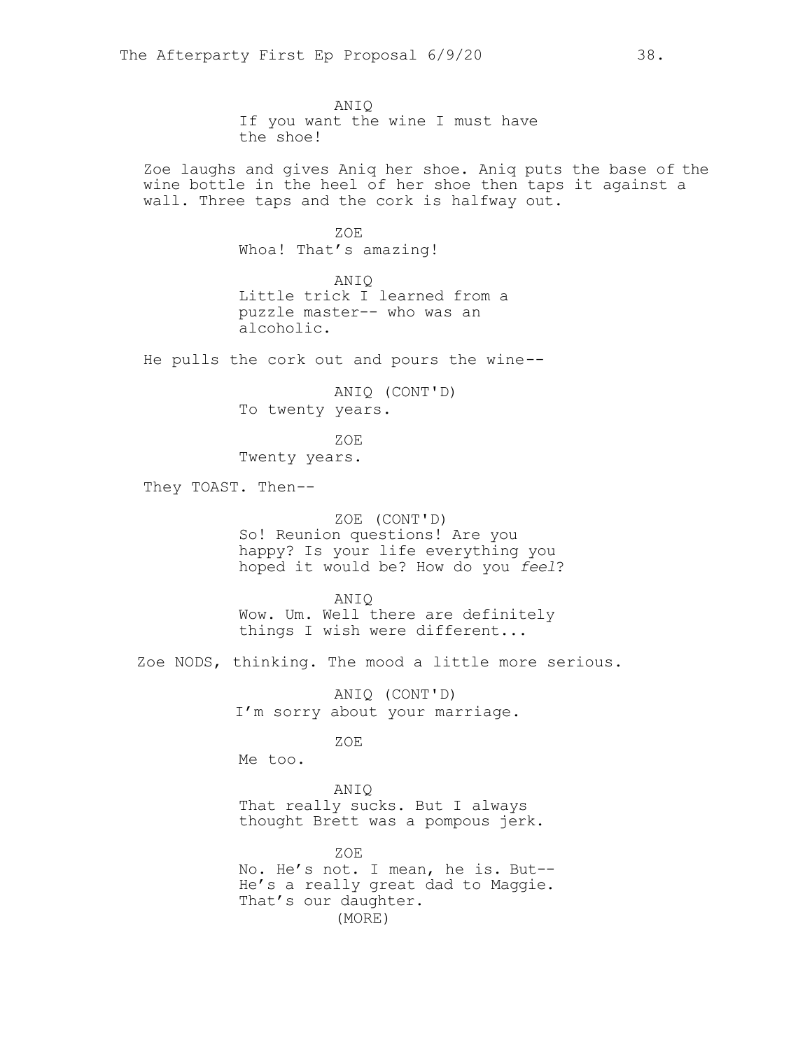ANIQ
If you want the wine I must have the shoe!

Zoe laughs and gives Aniq her shoe. Aniq puts the base of the wine bottle in the heel of her shoe then taps it against a wall. Three taps and the cork is halfway out.

ZOE
Whoa! That's amazing!

ANIQ
Little trick I learned from a puzzle master-- who was an alcoholic.

He pulls the cork out and pours the wine--

ANIQ (CONT'D)
To twenty years.

ZOE
Twenty years.

They TOAST. Then--

ZOE (CONT'D)
So! Reunion questions! Are you happy? Is your life everything you hoped it would be? How do you *feel*?

ANIQ
Wow. Um. Well there are definitely things I wish were different...

Zoe NODS, thinking. The mood a little more serious.

ANIQ (CONT'D)
I'm sorry about your marriage.

ZOE
Me too.

ANIQ
That really sucks. But I always thought Brett was a pompous jerk.

ZOE
No. He's not. I mean, he is. But-- He's a really great dad to Maggie. That's our daughter.
(MORE)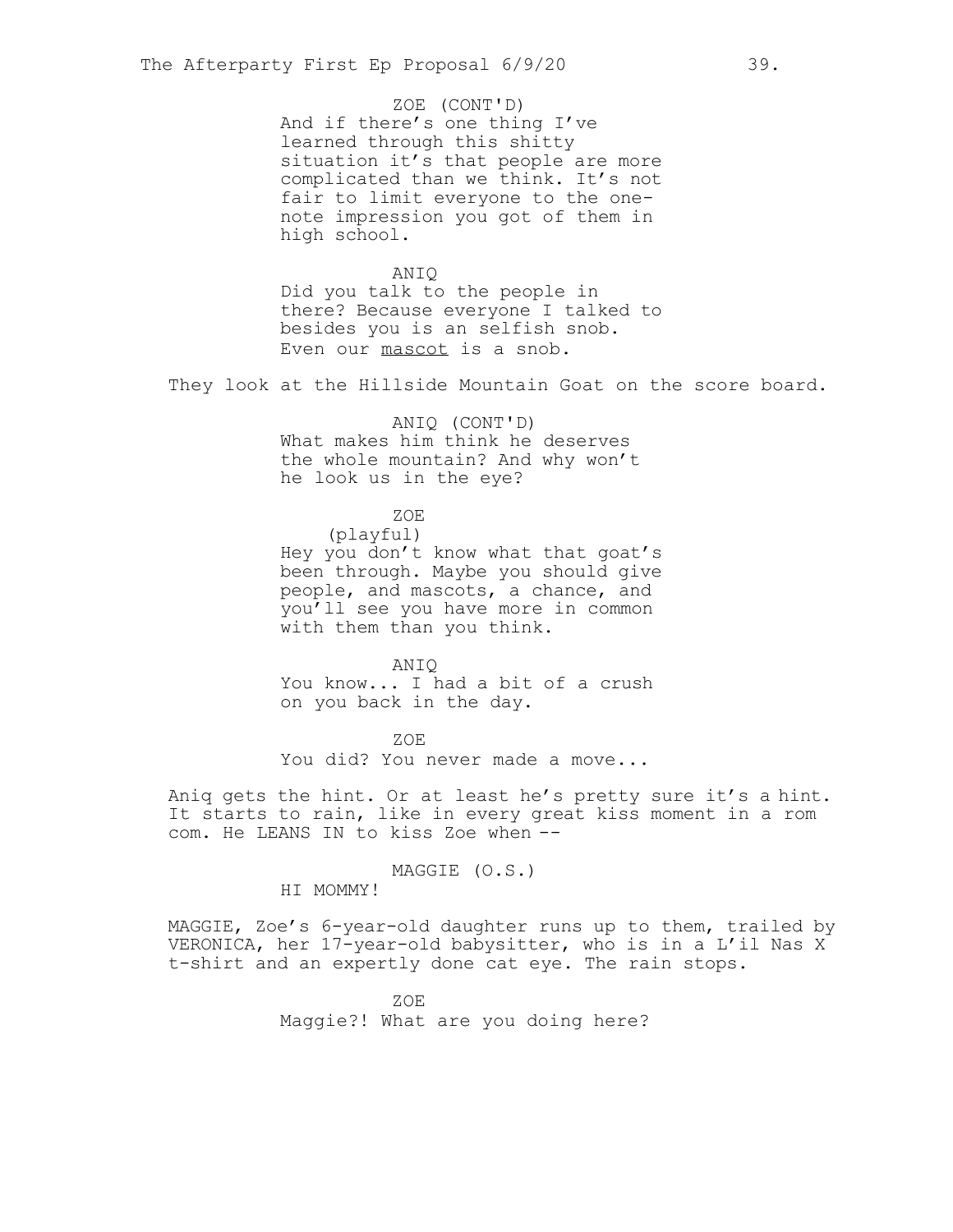ZOE (CONT'D)
And if there's one thing I've learned through this shitty situation it's that people are more complicated than we think. It's not fair to limit everyone to the one-note impression you got of them in high school.

ANIQ
Did you talk to the people in there? Because everyone I talked to besides you is an selfish snob. Even our mascot is a snob.

They look at the Hillside Mountain Goat on the score board.

ANIQ (CONT'D)
What makes him think he deserves the whole mountain? And why won't he look us in the eye?

ZOE
(playful)
Hey you don't know what that goat's been through. Maybe you should give people, and mascots, a chance, and you'll see you have more in common with them than you think.

ANIQ
You know... I had a bit of a crush on you back in the day.

ZOE
You did? You never made a move...

Aniq gets the hint. Or at least he's pretty sure it's a hint. It starts to rain, like in every great kiss moment in a rom com. He LEANS IN to kiss Zoe when --

MAGGIE (O.S.)
HI MOMMY!

MAGGIE, Zoe's 6-year-old daughter runs up to them, trailed by VERONICA, her 17-year-old babysitter, who is in a L'il Nas X t-shirt and an expertly done cat eye. The rain stops.

ZOE
Maggie?! What are you doing here?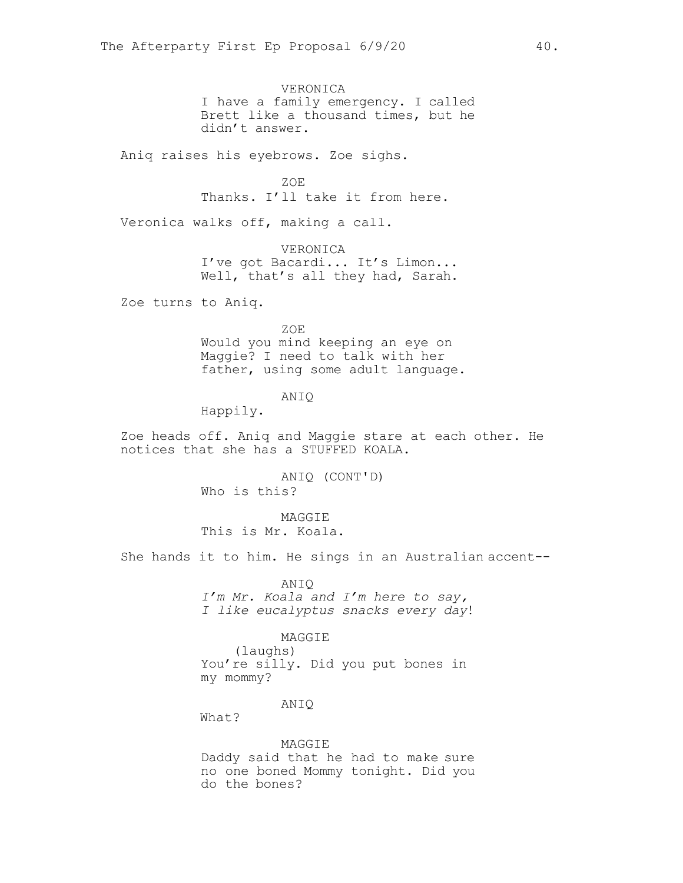VERONICA
I have a family emergency. I called Brett like a thousand times, but he didn't answer.

Aniq raises his eyebrows. Zoe sighs.

ZOE
Thanks. I'll take it from here.

Veronica walks off, making a call.

VERONICA
I've got Bacardi... It's Limon... Well, that's all they had, Sarah.

Zoe turns to Aniq.

ZOE
Would you mind keeping an eye on Maggie? I need to talk with her father, using some adult language.

ANIQ
Happily.

Zoe heads off. Aniq and Maggie stare at each other. He notices that she has a STUFFED KOALA.

ANIQ (CONT'D)
Who is this?

MAGGIE
This is Mr. Koala.

She hands it to him. He sings in an Australian accent--

ANIQ
*I'm Mr. Koala and I'm here to say,*
*I like eucalyptus snacks every day*!

MAGGIE
(laughs)
You're silly. Did you put bones in my mommy?

ANIQ
What?

MAGGIE
Daddy said that he had to make sure no one boned Mommy tonight. Did you do the bones?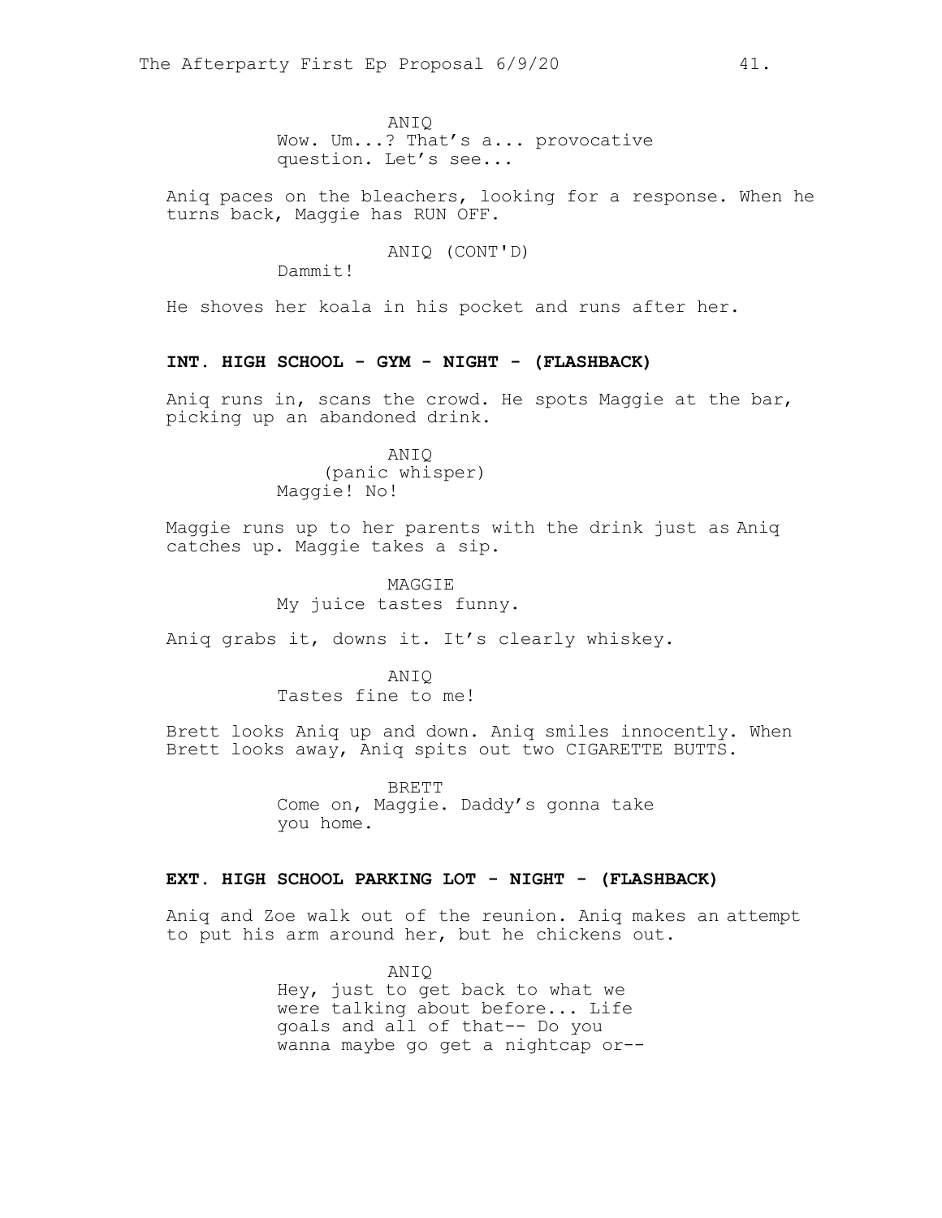ANIQ
Wow. Um...? That's a... provocative question. Let's see...

Aniq paces on the bleachers, looking for a response. When he turns back, Maggie has RUN OFF.

ANIQ (CONT'D)
Dammit!

He shoves her koala in his pocket and runs after her.

**INT. HIGH SCHOOL - GYM - NIGHT - (FLASHBACK)**

Aniq runs in, scans the crowd. He spots Maggie at the bar, picking up an abandoned drink.

ANIQ
(panic whisper)
Maggie! No!

Maggie runs up to her parents with the drink just as Aniq catches up. Maggie takes a sip.

MAGGIE
My juice tastes funny.

Aniq grabs it, downs it. It's clearly whiskey.

ANIQ
Tastes fine to me!

Brett looks Aniq up and down. Aniq smiles innocently. When Brett looks away, Aniq spits out two CIGARETTE BUTTS.

BRETT
Come on, Maggie. Daddy's gonna take you home.

**EXT. HIGH SCHOOL PARKING LOT - NIGHT - (FLASHBACK)**

Aniq and Zoe walk out of the reunion. Aniq makes an attempt to put his arm around her, but he chickens out.

ANIQ
Hey, just to get back to what we were talking about before... Life goals and all of that-- Do you wanna maybe go get a nightcap or--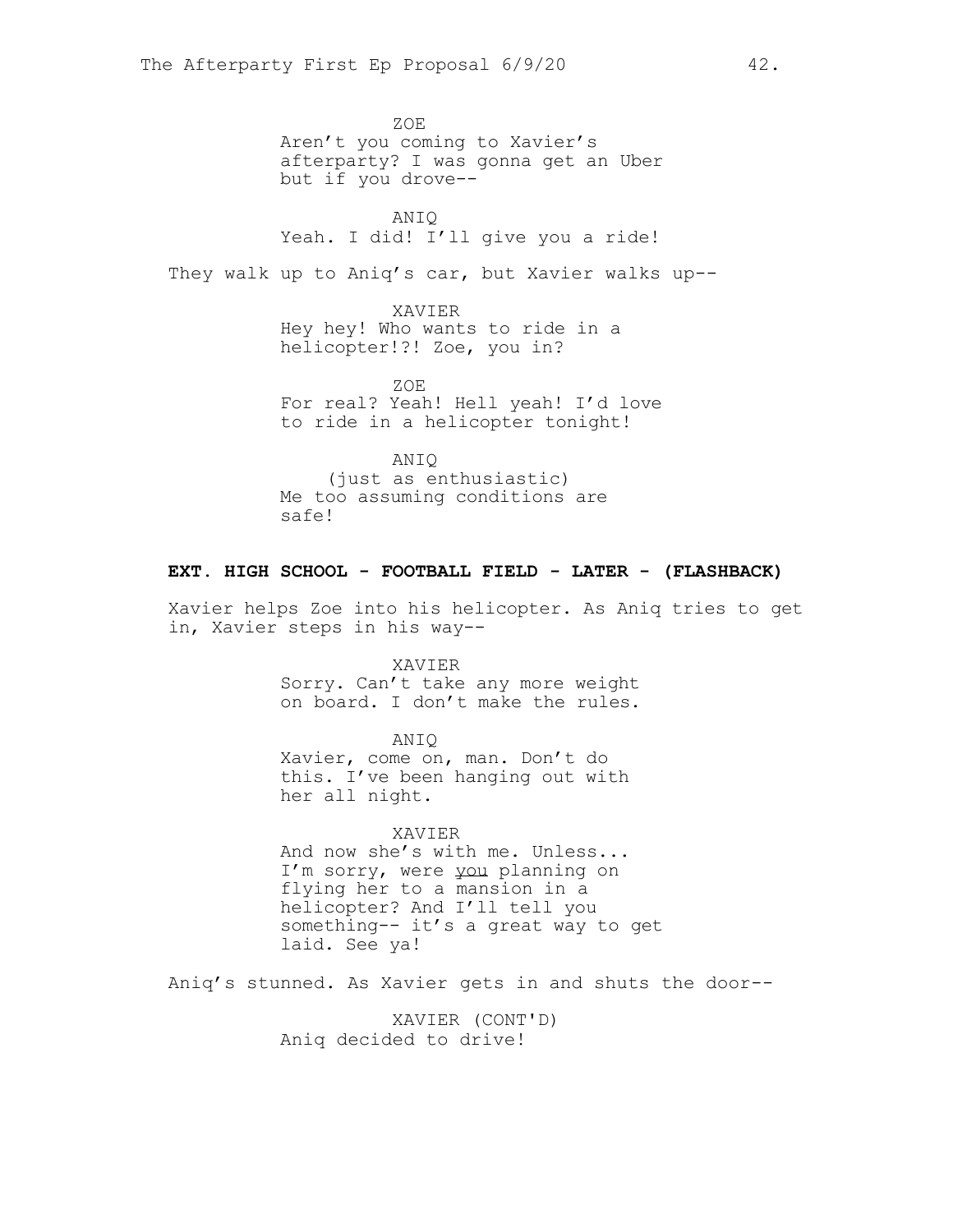ZOE

Aren't you coming to Xavier's afterparty? I was gonna get an Uber but if you drove--

ANIQ

Yeah. I did! I'll give you a ride!

They walk up to Aniq's car, but Xavier walks up--

XAVIER

Hey hey! Who wants to ride in a helicopter!?! Zoe, you in?

ZOE

For real? Yeah! Hell yeah! I'd love to ride in a helicopter tonight!

ANIQ

(just as enthusiastic)

Me too assuming conditions are safe!

**EXT. HIGH SCHOOL - FOOTBALL FIELD - LATER - (FLASHBACK)**

Xavier helps Zoe into his helicopter. As Aniq tries to get in, Xavier steps in his way--

XAVIER

Sorry. Can't take any more weight on board. I don't make the rules.

ANIQ

Xavier, come on, man. Don't do this. I've been hanging out with her all night.

XAVIER

And now she's with me. Unless... I'm sorry, were <u>you</u> planning on flying her to a mansion in a helicopter? And I'll tell you something-- it's a great way to get laid. See ya!

Aniq's stunned. As Xavier gets in and shuts the door--

XAVIER (CONT'D)

Aniq decided to drive!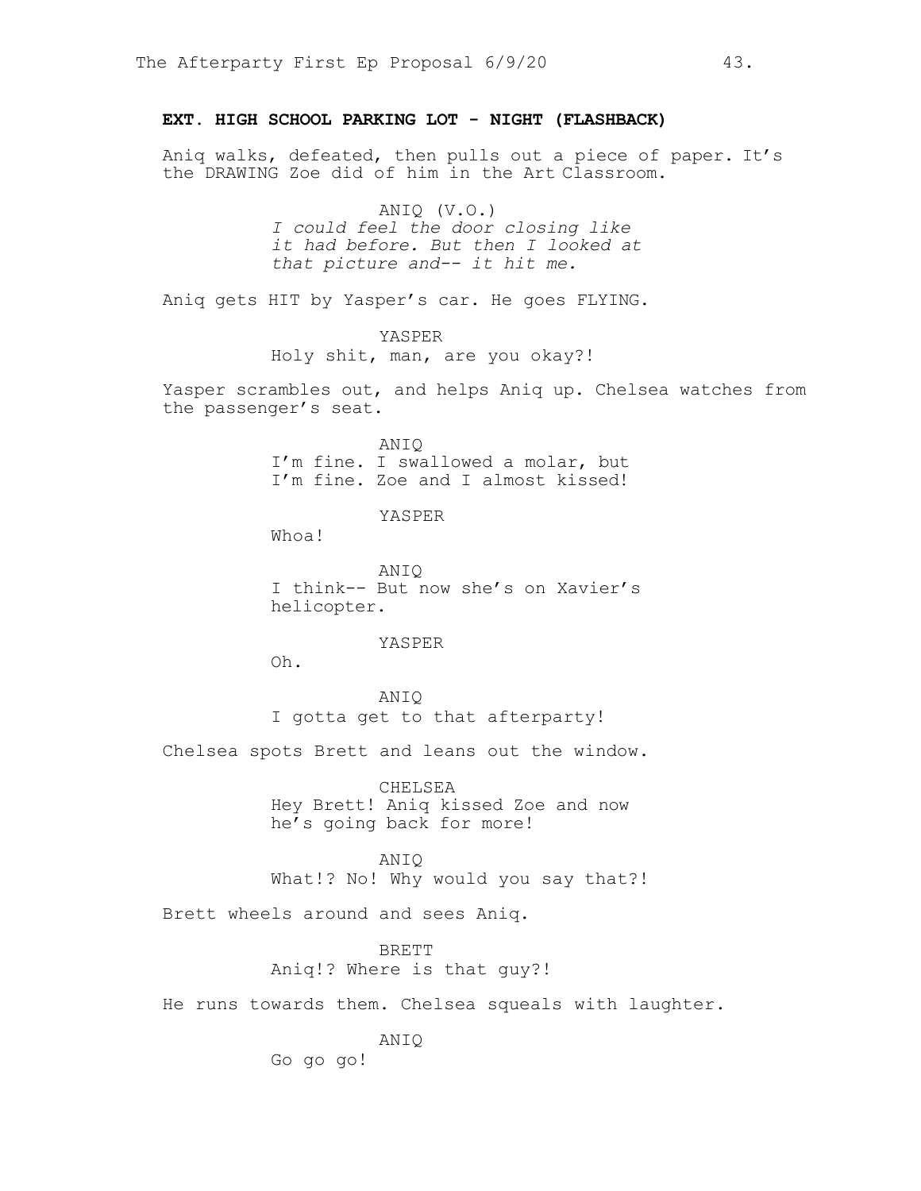**EXT. HIGH SCHOOL PARKING LOT - NIGHT (FLASHBACK)**

Aniq walks, defeated, then pulls out a piece of paper. It's the DRAWING Zoe did of him in the Art Classroom.

ANIQ (V.O.)
*I could feel the door closing like it had before. But then I looked at that picture and-- it hit me.*

Aniq gets HIT by Yasper's car. He goes FLYING.

YASPER
Holy shit, man, are you okay?!

Yasper scrambles out, and helps Aniq up. Chelsea watches from the passenger's seat.

ANIQ
I'm fine. I swallowed a molar, but I'm fine. Zoe and I almost kissed!

YASPER
Whoa!

ANIQ
I think-- But now she's on Xavier's helicopter.

YASPER
Oh.

ANIQ
I gotta get to that afterparty!

Chelsea spots Brett and leans out the window.

CHELSEA
Hey Brett! Aniq kissed Zoe and now he's going back for more!

ANIQ
What!? No! Why would you say that?!

Brett wheels around and sees Aniq.

BRETT
Aniq!? Where is that guy?!

He runs towards them. Chelsea squeals with laughter.

ANIQ
Go go go!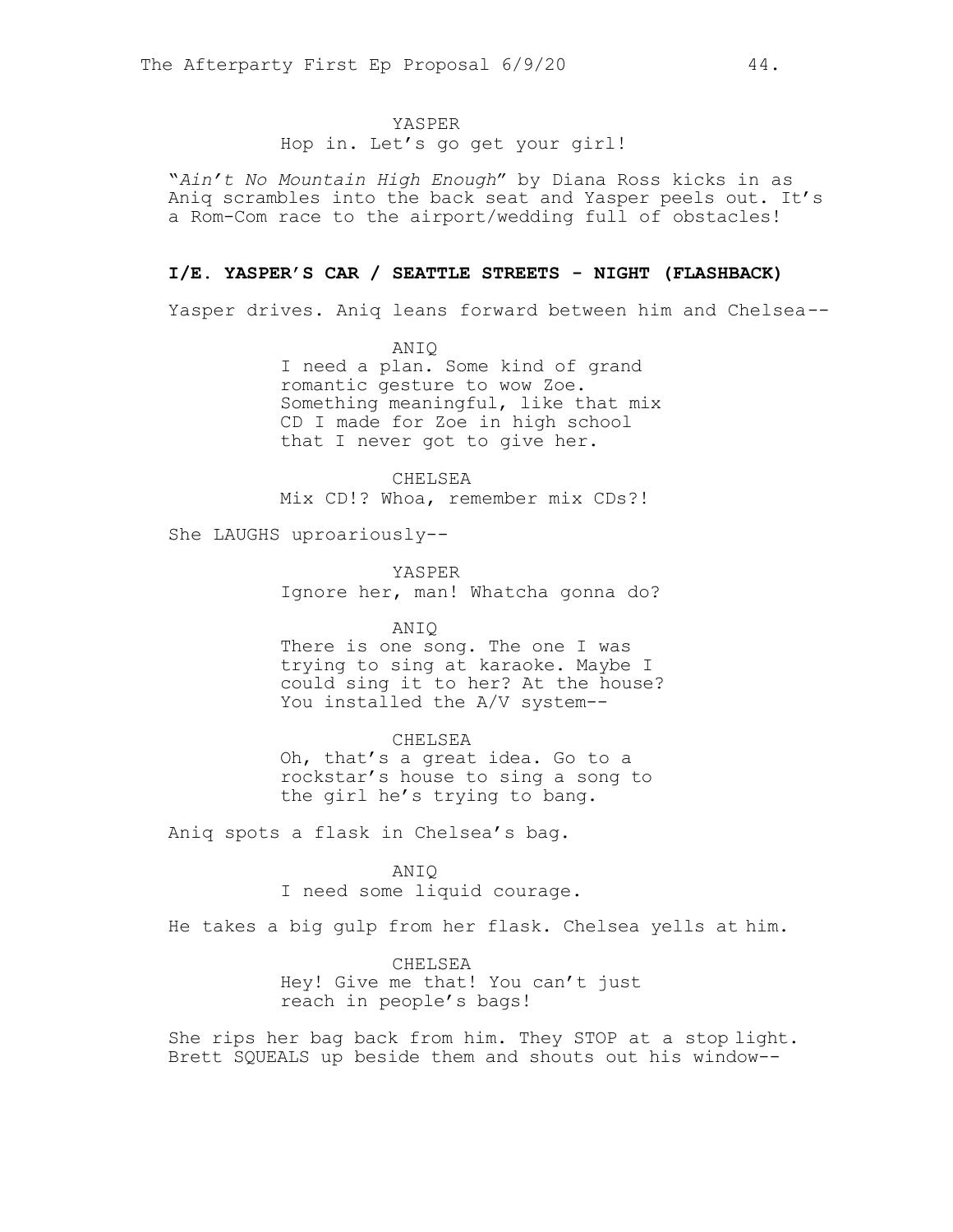YASPER

Hop in. Let's go get your girl!

"*Ain't No Mountain High Enough*" by Diana Ross kicks in as Aniq scrambles into the back seat and Yasper peels out. It's a Rom-Com race to the airport/wedding full of obstacles!

**I/E. YASPER'S CAR / SEATTLE STREETS - NIGHT (FLASHBACK)**

Yasper drives. Aniq leans forward between him and Chelsea--

ANIQ

I need a plan. Some kind of grand romantic gesture to wow Zoe. Something meaningful, like that mix CD I made for Zoe in high school that I never got to give her.

CHELSEA

Mix CD!? Whoa, remember mix CDs?!

She LAUGHS uproariously--

YASPER

Ignore her, man! Whatcha gonna do?

ANIQ

There is one song. The one I was trying to sing at karaoke. Maybe I could sing it to her? At the house? You installed the A/V system--

CHELSEA

Oh, that's a great idea. Go to a rockstar's house to sing a song to the girl he's trying to bang.

Aniq spots a flask in Chelsea's bag.

ANIQ

I need some liquid courage.

He takes a big gulp from her flask. Chelsea yells at him.

CHELSEA

Hey! Give me that! You can't just reach in people's bags!

She rips her bag back from him. They STOP at a stop light. Brett SQUEALS up beside them and shouts out his window--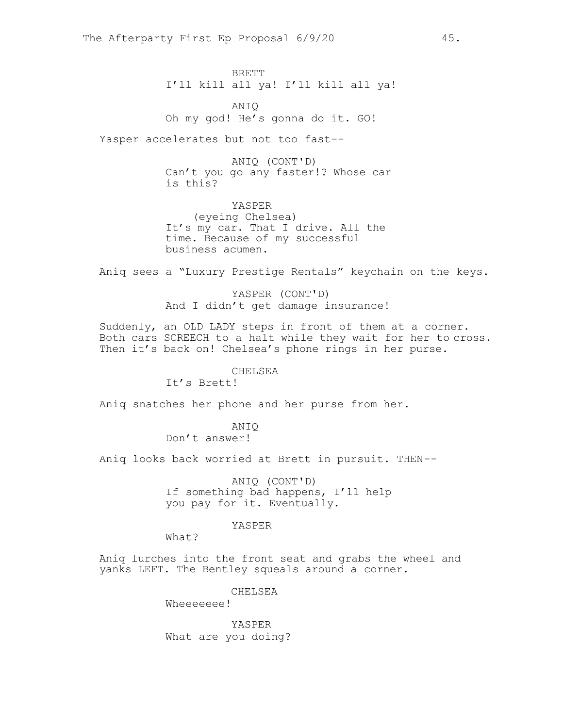BRETT
I'll kill all ya! I'll kill all ya!

ANIQ
Oh my god! He's gonna do it. GO!

Yasper accelerates but not too fast--

ANIQ (CONT'D)
Can't you go any faster!? Whose car is this?

YASPER
(eyeing Chelsea)
It's my car. That I drive. All the time. Because of my successful business acumen.

Aniq sees a "Luxury Prestige Rentals" keychain on the keys.

YASPER (CONT'D)
And I didn't get damage insurance!

Suddenly, an OLD LADY steps in front of them at a corner. Both cars SCREECH to a halt while they wait for her to cross. Then it's back on! Chelsea's phone rings in her purse.

CHELSEA
It's Brett!

Aniq snatches her phone and her purse from her.

ANIQ
Don't answer!

Aniq looks back worried at Brett in pursuit. THEN--

ANIQ (CONT'D)
If something bad happens, I'll help you pay for it. Eventually.

YASPER
What?

Aniq lurches into the front seat and grabs the wheel and yanks LEFT. The Bentley squeals around a corner.

CHELSEA
Wheeeeeee!

YASPER
What are you doing?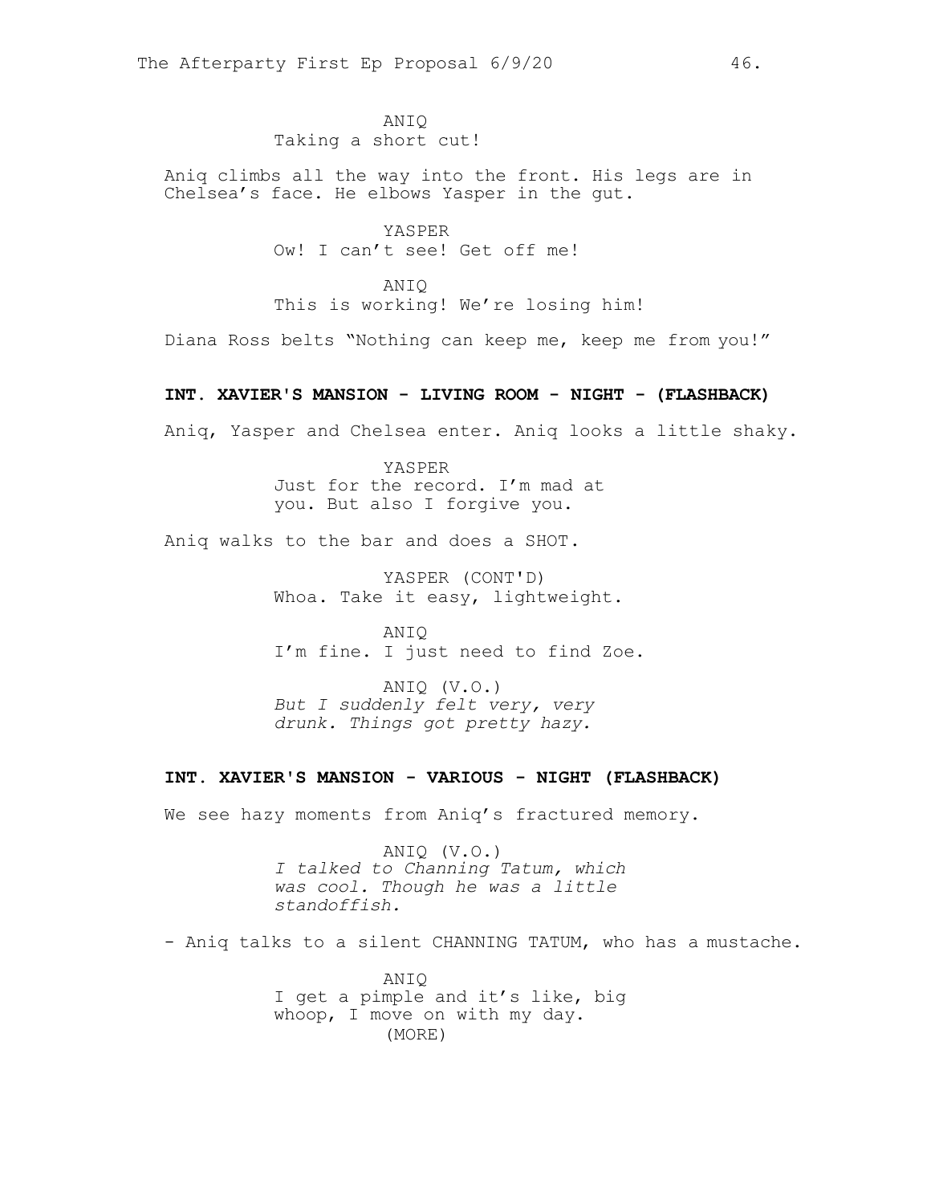ANIQ
Taking a short cut!

Aniq climbs all the way into the front. His legs are in Chelsea's face. He elbows Yasper in the gut.

YASPER
Ow! I can't see! Get off me!

ANIQ
This is working! We're losing him!

Diana Ross belts "Nothing can keep me, keep me from you!"

**INT. XAVIER'S MANSION - LIVING ROOM - NIGHT - (FLASHBACK)**

Aniq, Yasper and Chelsea enter. Aniq looks a little shaky.

YASPER
Just for the record. I'm mad at you. But also I forgive you.

Aniq walks to the bar and does a SHOT.

YASPER (CONT'D)
Whoa. Take it easy, lightweight.

ANIQ
I'm fine. I just need to find Zoe.

ANIQ (V.O.)
*But I suddenly felt very, very drunk. Things got pretty hazy.*

**INT. XAVIER'S MANSION - VARIOUS - NIGHT (FLASHBACK)**

We see hazy moments from Aniq's fractured memory.

ANIQ (V.O.)
*I talked to Channing Tatum, which was cool. Though he was a little standoffish.*

- Aniq talks to a silent CHANNING TATUM, who has a mustache.

ANIQ
I get a pimple and it's like, big whoop, I move on with my day.
(MORE)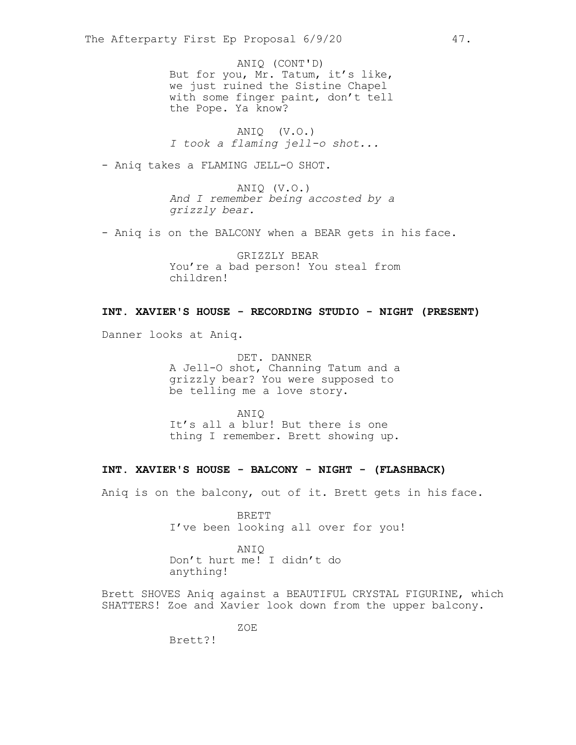ANIQ (CONT'D)
But for you, Mr. Tatum, it's like, we just ruined the Sistine Chapel with some finger paint, don't tell the Pope. Ya know?

ANIQ (V.O.)
*I took a flaming jell-o shot...*

- Aniq takes a FLAMING JELL-O SHOT.

ANIQ (V.O.)
*And I remember being accosted by a grizzly bear.*

- Aniq is on the BALCONY when a BEAR gets in his face.

GRIZZLY BEAR
You're a bad person! You steal from children!

**INT. XAVIER'S HOUSE - RECORDING STUDIO - NIGHT (PRESENT)**

Danner looks at Aniq.

DET. DANNER
A Jell-O shot, Channing Tatum and a grizzly bear? You were supposed to be telling me a love story.

ANIQ
It's all a blur! But there is one thing I remember. Brett showing up.

**INT. XAVIER'S HOUSE - BALCONY - NIGHT - (FLASHBACK)**

Aniq is on the balcony, out of it. Brett gets in his face.

BRETT
I've been looking all over for you!

ANIQ
Don't hurt me! I didn't do anything!

Brett SHOVES Aniq against a BEAUTIFUL CRYSTAL FIGURINE, which SHATTERS! Zoe and Xavier look down from the upper balcony.

ZOE
Brett?!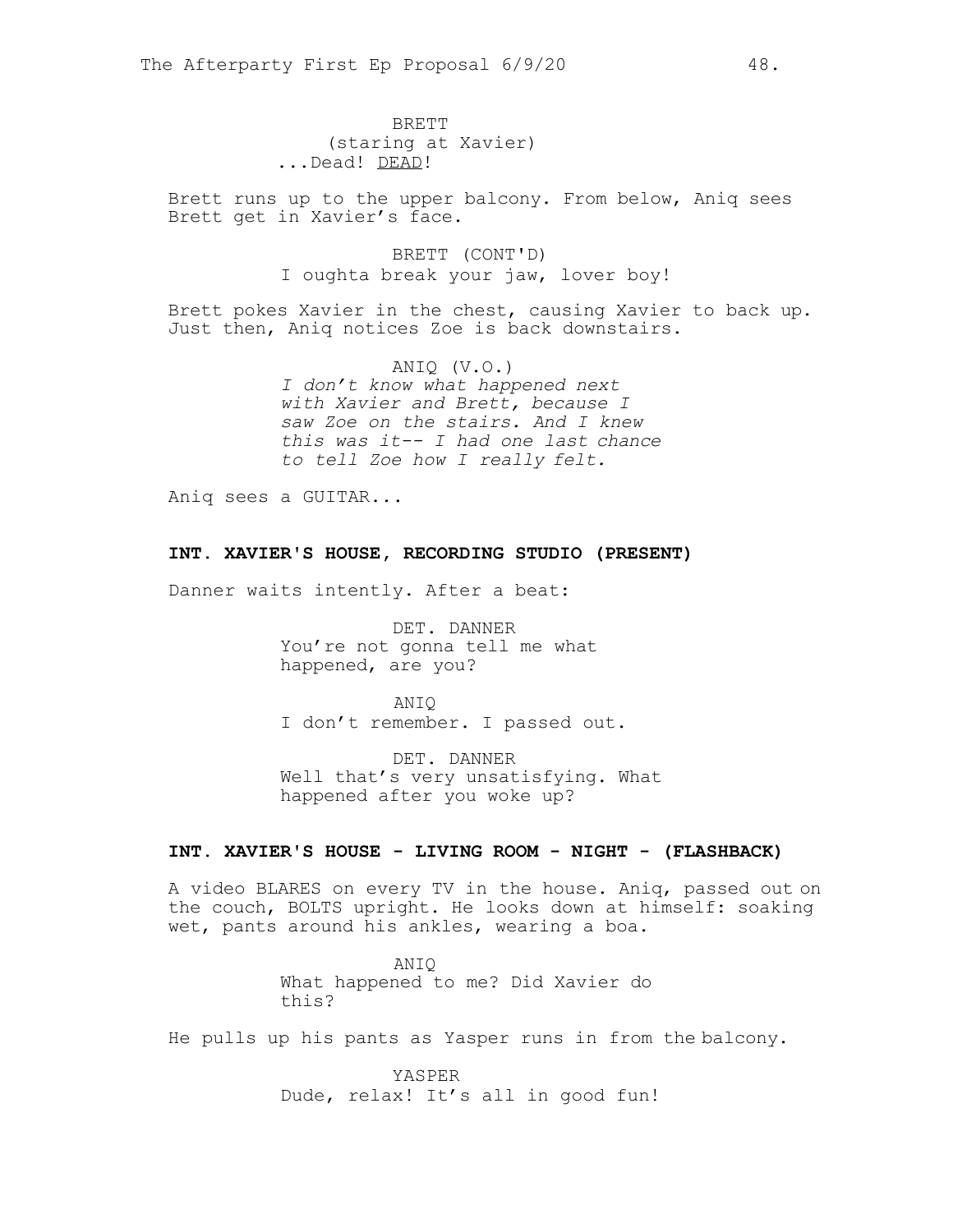BRETT
(staring at Xavier)
...Dead! <u>DEAD</u>!

Brett runs up to the upper balcony. From below, Aniq sees Brett get in Xavier's face.

BRETT (CONT'D)
I oughta break your jaw, lover boy!

Brett pokes Xavier in the chest, causing Xavier to back up. Just then, Aniq notices Zoe is back downstairs.

ANIQ (V.O.)
*I don't know what happened next with Xavier and Brett, because I saw Zoe on the stairs. And I knew this was it-- I had one last chance to tell Zoe how I really felt.*

Aniq sees a GUITAR...

**INT. XAVIER'S HOUSE, RECORDING STUDIO (PRESENT)**

Danner waits intently. After a beat:

DET. DANNER
You're not gonna tell me what happened, are you?

ANIQ
I don't remember. I passed out.

DET. DANNER
Well that's very unsatisfying. What happened after you woke up?

**INT. XAVIER'S HOUSE - LIVING ROOM - NIGHT - (FLASHBACK)**

A video BLARES on every TV in the house. Aniq, passed out on the couch, BOLTS upright. He looks down at himself: soaking wet, pants around his ankles, wearing a boa.

ANIQ
What happened to me? Did Xavier do this?

He pulls up his pants as Yasper runs in from the balcony.

YASPER
Dude, relax! It's all in good fun!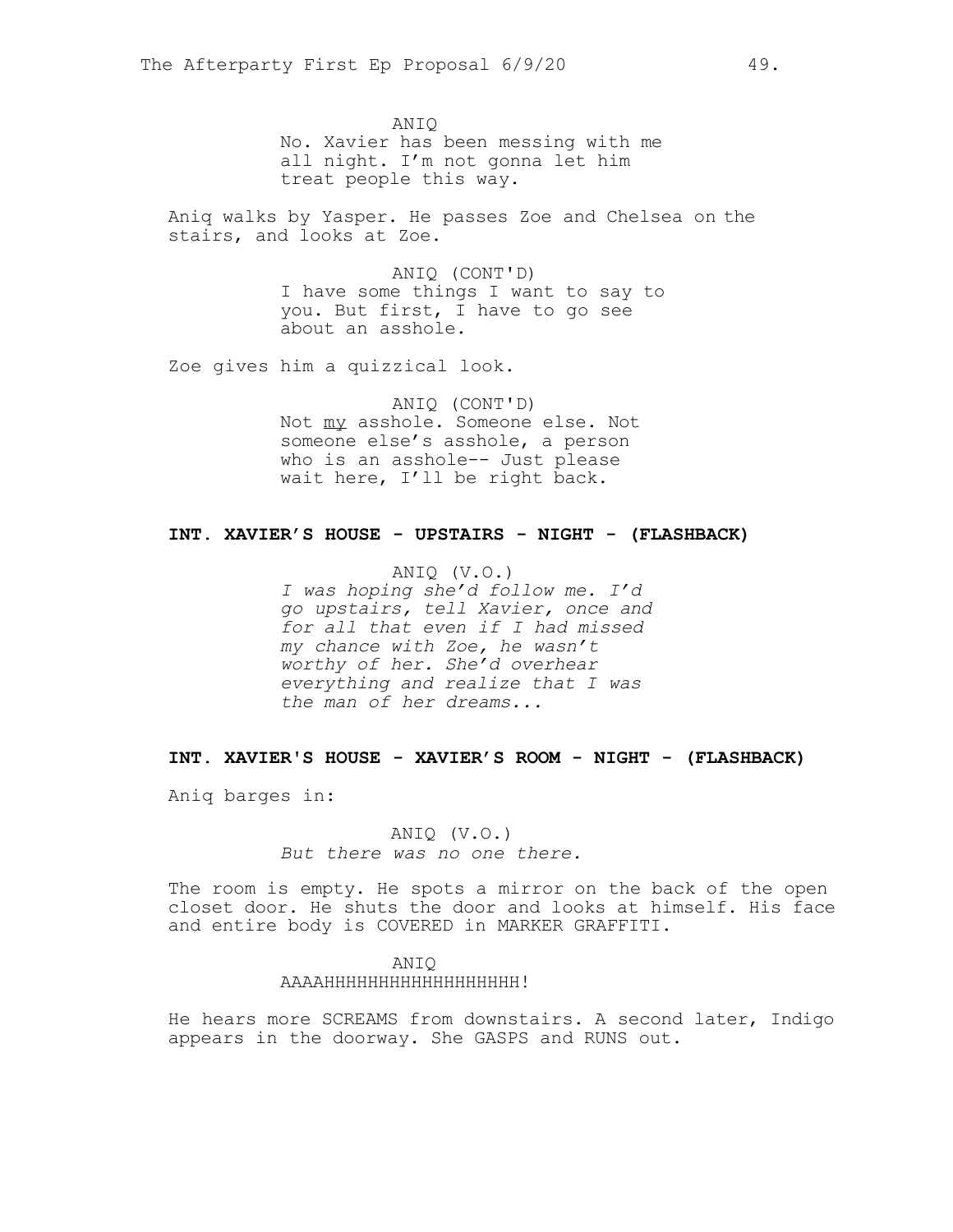ANIQ
No. Xavier has been messing with me all night. I'm not gonna let him treat people this way.

Aniq walks by Yasper. He passes Zoe and Chelsea on the stairs, and looks at Zoe.

ANIQ (CONT'D)
I have some things I want to say to you. But first, I have to go see about an asshole.

Zoe gives him a quizzical look.

ANIQ (CONT'D)
Not <u>my</u> asshole. Someone else. Not someone else's asshole, a person who is an asshole-- Just please wait here, I'll be right back.

**INT. XAVIER'S HOUSE - UPSTAIRS - NIGHT - (FLASHBACK)**

ANIQ (V.O.)
*I was hoping she'd follow me. I'd go upstairs, tell Xavier, once and for all that even if I had missed my chance with Zoe, he wasn't worthy of her. She'd overhear everything and realize that I was the man of her dreams...*

**INT. XAVIER'S HOUSE - XAVIER'S ROOM - NIGHT - (FLASHBACK)**

Aniq barges in:

ANIQ (V.O.)
*But there was no one there.*

The room is empty. He spots a mirror on the back of the open closet door. He shuts the door and looks at himself. His face and entire body is COVERED in MARKER GRAFFITI.

ANIQ
AAAAHHHHHHHHHHHHHHHHHH!

He hears more SCREAMS from downstairs. A second later, Indigo appears in the doorway. She GASPS and RUNS out.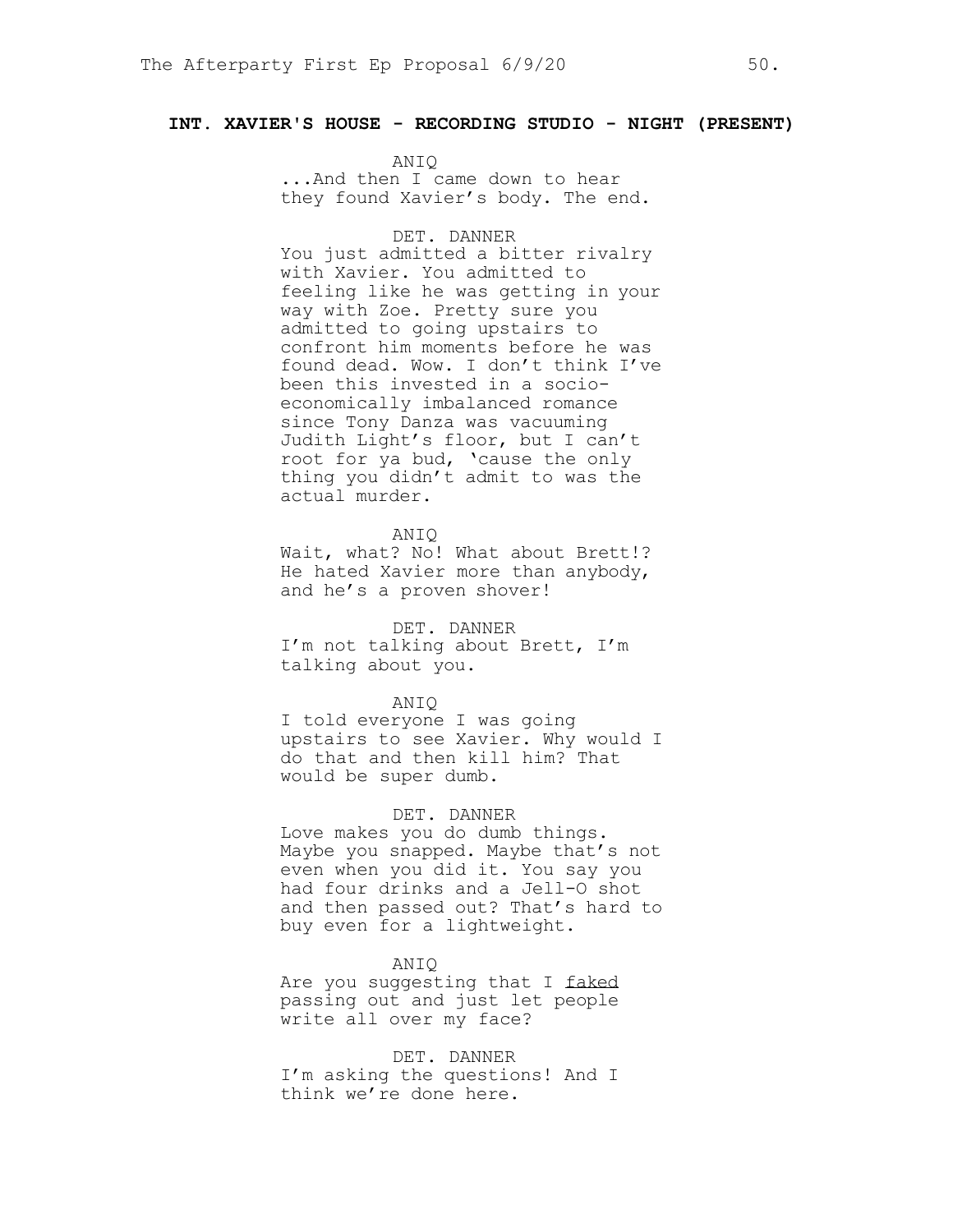**INT. XAVIER'S HOUSE - RECORDING STUDIO - NIGHT (PRESENT)**

ANIQ

...And then I came down to hear they found Xavier's body. The end.

DET. DANNER

You just admitted a bitter rivalry with Xavier. You admitted to feeling like he was getting in your way with Zoe. Pretty sure you admitted to going upstairs to confront him moments before he was found dead. Wow. I don't think I've been this invested in a socio-economically imbalanced romance since Tony Danza was vacuuming Judith Light's floor, but I can't root for ya bud, 'cause the only thing you didn't admit to was the actual murder.

ANIQ

Wait, what? No! What about Brett!? He hated Xavier more than anybody, and he's a proven shover!

DET. DANNER

I'm not talking about Brett, I'm talking about you.

ANIQ

I told everyone I was going upstairs to see Xavier. Why would I do that and then kill him? That would be super dumb.

DET. DANNER

Love makes you do dumb things. Maybe you snapped. Maybe that's not even when you did it. You say you had four drinks and a Jell-O shot and then passed out? That's hard to buy even for a lightweight.

ANIQ

Are you suggesting that I <u>faked</u> passing out and just let people write all over my face?

DET. DANNER

I'm asking the questions! And I think we're done here.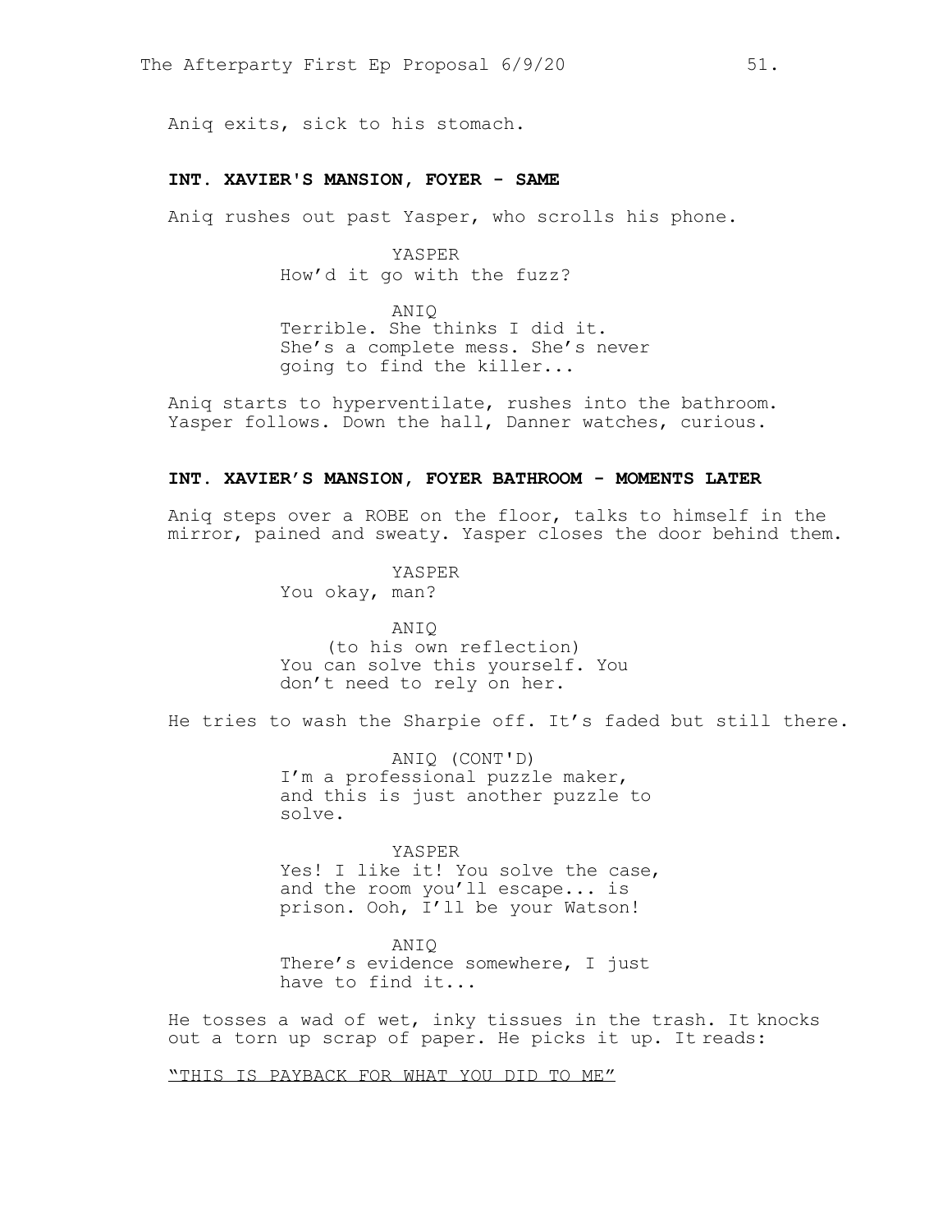Aniq exits, sick to his stomach.

**INT. XAVIER'S MANSION, FOYER - SAME**

Aniq rushes out past Yasper, who scrolls his phone.

YASPER
How'd it go with the fuzz?

ANIQ
Terrible. She thinks I did it. She's a complete mess. She's never going to find the killer...

Aniq starts to hyperventilate, rushes into the bathroom. Yasper follows. Down the hall, Danner watches, curious.

**INT. XAVIER'S MANSION, FOYER BATHROOM - MOMENTS LATER**

Aniq steps over a ROBE on the floor, talks to himself in the mirror, pained and sweaty. Yasper closes the door behind them.

YASPER
You okay, man?

ANIQ
(to his own reflection)
You can solve this yourself. You don't need to rely on her.

He tries to wash the Sharpie off. It's faded but still there.

ANIQ (CONT'D)
I'm a professional puzzle maker, and this is just another puzzle to solve.

YASPER
Yes! I like it! You solve the case, and the room you'll escape... is prison. Ooh, I'll be your Watson!

ANIQ
There's evidence somewhere, I just have to find it...

He tosses a wad of wet, inky tissues in the trash. It knocks out a torn up scrap of paper. He picks it up. It reads:

<u>"THIS IS PAYBACK FOR WHAT YOU DID TO ME"</u>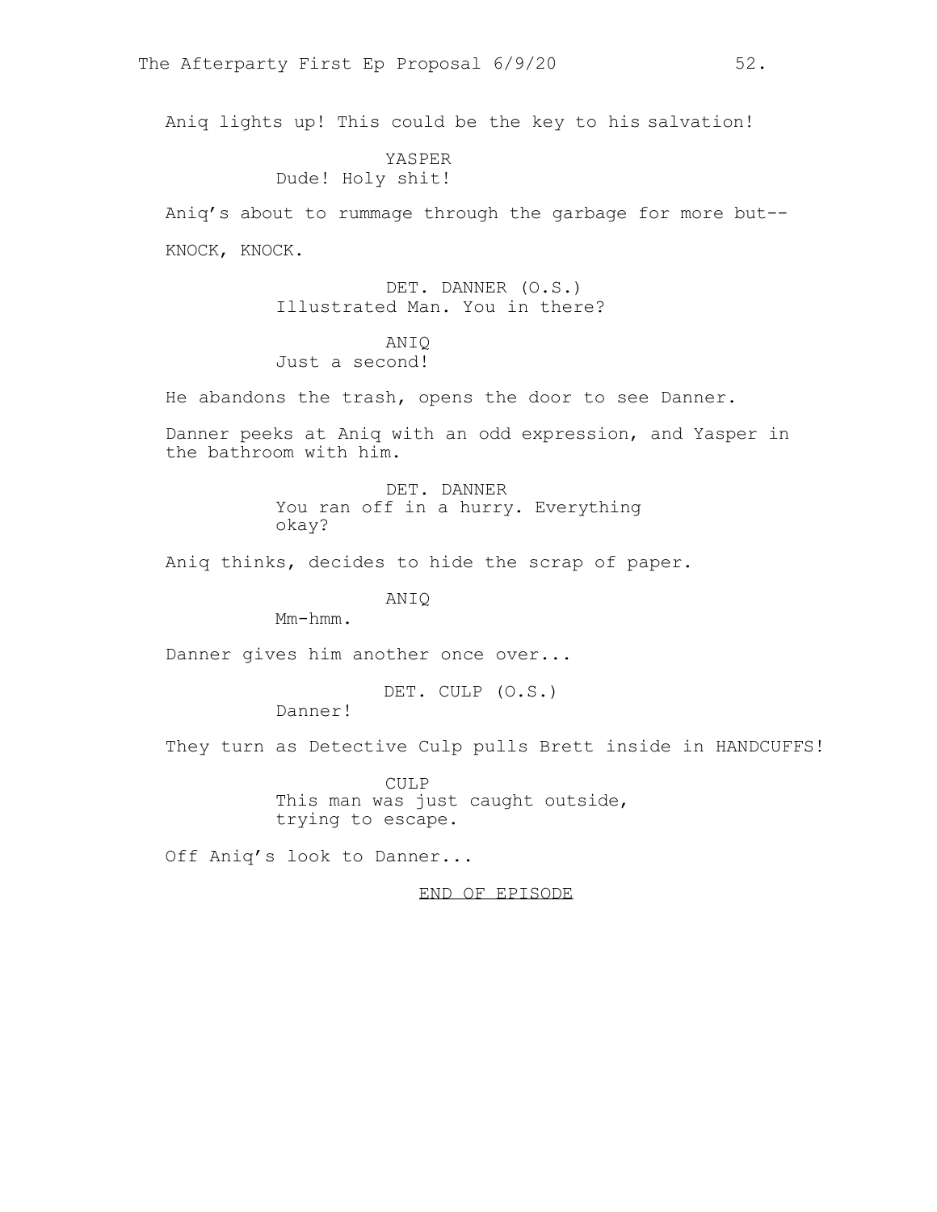Aniq lights up! This could be the key to his salvation!

YASPER
Dude! Holy shit!

Aniq's about to rummage through the garbage for more but--

KNOCK, KNOCK.

DET. DANNER (O.S.)
Illustrated Man. You in there?

ANIQ
Just a second!

He abandons the trash, opens the door to see Danner.

Danner peeks at Aniq with an odd expression, and Yasper in the bathroom with him.

DET. DANNER
You ran off in a hurry. Everything okay?

Aniq thinks, decides to hide the scrap of paper.

ANIQ
Mm-hmm.

Danner gives him another once over...

DET. CULP (O.S.)
Danner!

They turn as Detective Culp pulls Brett inside in HANDCUFFS!

CULP
This man was just caught outside, trying to escape.

Off Aniq's look to Danner...

END OF EPISODE